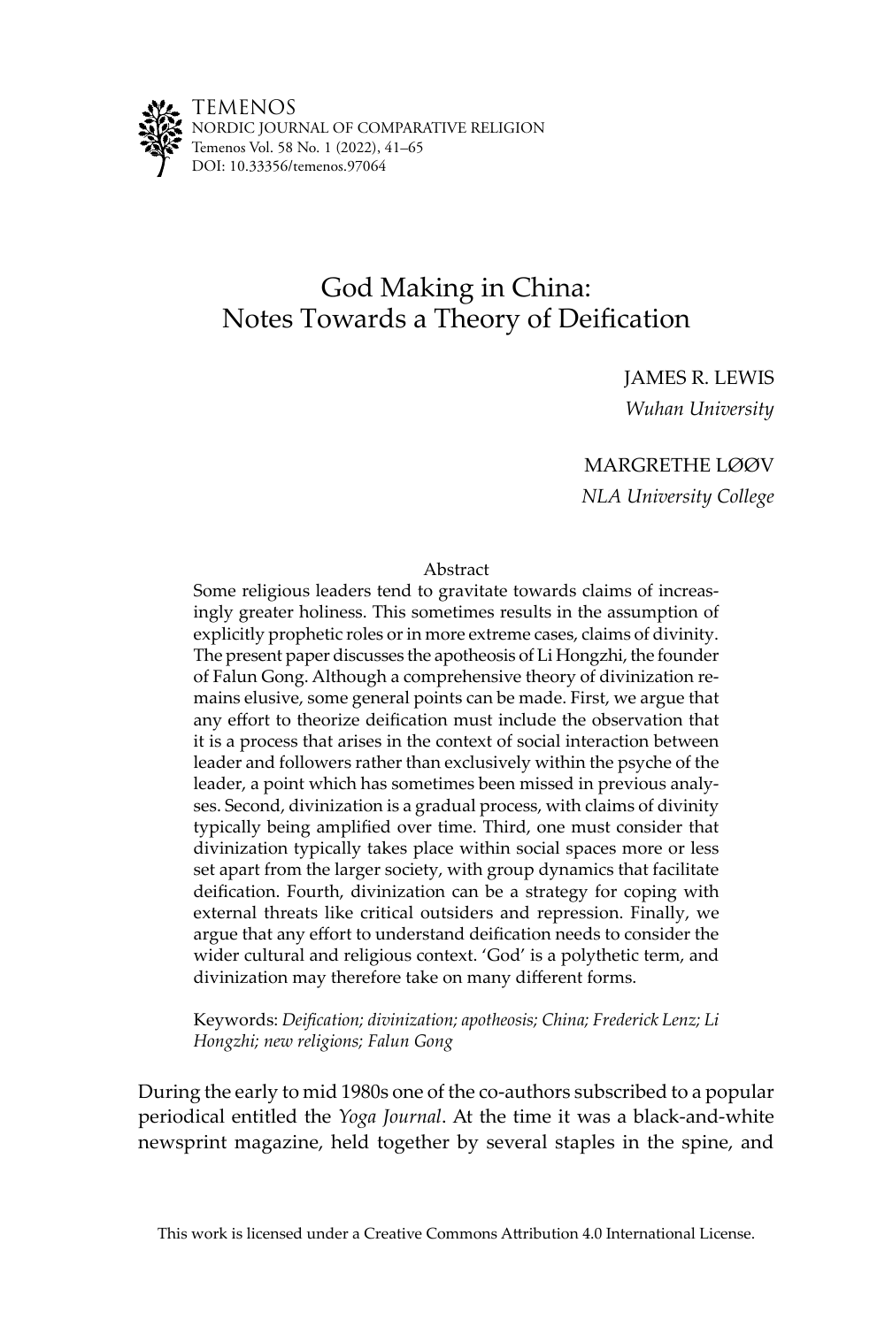TEMENOS
NORDIC JOURNAL OF COMPARATIVE RELIGION
Temenos Vol. 58 No. 1 (2022), 41–65
DOI: 10.33356/temenos.97064

# God Making in China: Notes Towards a Theory of Deification

JAMES R. LEWIS
*Wuhan University*

MARGRETHE LØØV
*NLA University College*

## Abstract

Some religious leaders tend to gravitate towards claims of increasingly greater holiness. This sometimes results in the assumption of explicitly prophetic roles or in more extreme cases, claims of divinity. The present paper discusses the apotheosis of Li Hongzhi, the founder of Falun Gong. Although a comprehensive theory of divinization remains elusive, some general points can be made. First, we argue that any effort to theorize deification must include the observation that it is a process that arises in the context of social interaction between leader and followers rather than exclusively within the psyche of the leader, a point which has sometimes been missed in previous analyses. Second, divinization is a gradual process, with claims of divinity typically being amplified over time. Third, one must consider that divinization typically takes place within social spaces more or less set apart from the larger society, with group dynamics that facilitate deification. Fourth, divinization can be a strategy for coping with external threats like critical outsiders and repression. Finally, we argue that any effort to understand deification needs to consider the wider cultural and religious context. 'God' is a polythetic term, and divinization may therefore take on many different forms.

Keywords: *Deification; divinization; apotheosis; China; Frederick Lenz; Li Hongzhi; new religions; Falun Gong*

During the early to mid 1980s one of the co-authors subscribed to a popular periodical entitled the *Yoga Journal*. At the time it was a black-and-white newsprint magazine, held together by several staples in the spine, and

This work is licensed under a Creative Commons Attribution 4.0 International License.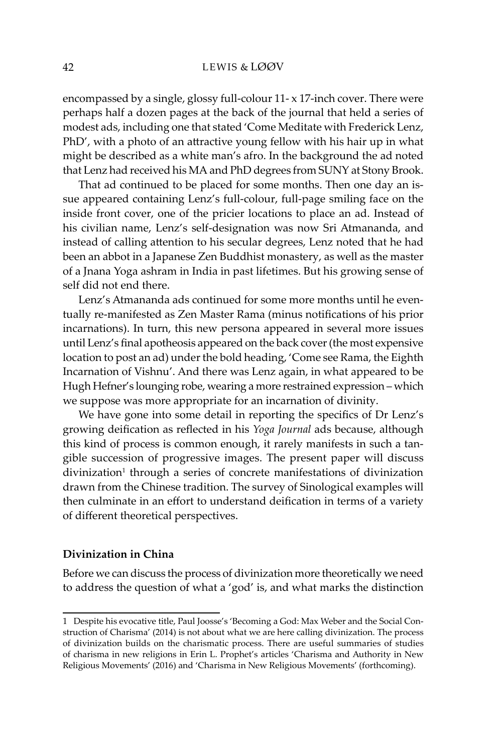encompassed by a single, glossy full-colour 11- x 17-inch cover. There were perhaps half a dozen pages at the back of the journal that held a series of modest ads, including one that stated 'Come Meditate with Frederick Lenz, PhD', with a photo of an attractive young fellow with his hair up in what might be described as a white man's afro. In the background the ad noted that Lenz had received his MA and PhD degrees from SUNY at Stony Brook.

That ad continued to be placed for some months. Then one day an issue appeared containing Lenz's full-colour, full-page smiling face on the inside front cover, one of the pricier locations to place an ad. Instead of his civilian name, Lenz's self-designation was now Sri Atmananda, and instead of calling attention to his secular degrees, Lenz noted that he had been an abbot in a Japanese Zen Buddhist monastery, as well as the master of a Jnana Yoga ashram in India in past lifetimes. But his growing sense of self did not end there.

Lenz's Atmananda ads continued for some more months until he eventually re-manifested as Zen Master Rama (minus notifications of his prior incarnations). In turn, this new persona appeared in several more issues until Lenz's final apotheosis appeared on the back cover (the most expensive location to post an ad) under the bold heading, 'Come see Rama, the Eighth Incarnation of Vishnu'. And there was Lenz again, in what appeared to be Hugh Hefner's lounging robe, wearing a more restrained expression – which we suppose was more appropriate for an incarnation of divinity.

We have gone into some detail in reporting the specifics of Dr Lenz's growing deification as reflected in his *Yoga Journal* ads because, although this kind of process is common enough, it rarely manifests in such a tangible succession of progressive images. The present paper will discuss divinization[1] through a series of concrete manifestations of divinization drawn from the Chinese tradition. The survey of Sinological examples will then culminate in an effort to understand deification in terms of a variety of different theoretical perspectives.

## Divinization in China

Before we can discuss the process of divinization more theoretically we need to address the question of what a 'god' is, and what marks the distinction

1 Despite his evocative title, Paul Joosse's 'Becoming a God: Max Weber and the Social Construction of Charisma' (2014) is not about what we are here calling divinization. The process of divinization builds on the charismatic process. There are useful summaries of studies of charisma in new religions in Erin L. Prophet's articles 'Charisma and Authority in New Religious Movements' (2016) and 'Charisma in New Religious Movements' (forthcoming).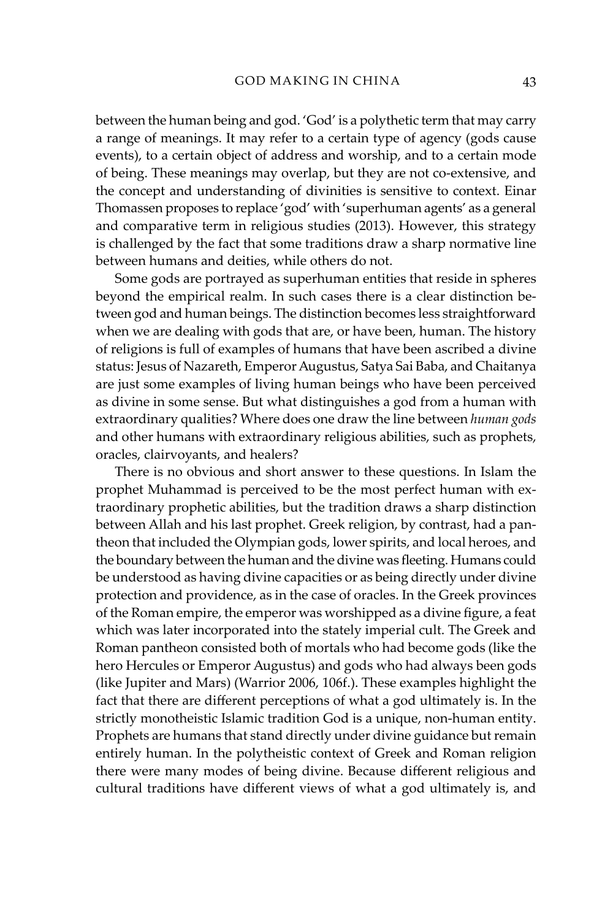between the human being and god. 'God' is a polythetic term that may carry a range of meanings. It may refer to a certain type of agency (gods cause events), to a certain object of address and worship, and to a certain mode of being. These meanings may overlap, but they are not co-extensive, and the concept and understanding of divinities is sensitive to context. Einar Thomassen proposes to replace 'god' with 'superhuman agents' as a general and comparative term in religious studies (2013). However, this strategy is challenged by the fact that some traditions draw a sharp normative line between humans and deities, while others do not.

Some gods are portrayed as superhuman entities that reside in spheres beyond the empirical realm. In such cases there is a clear distinction between god and human beings. The distinction becomes less straightforward when we are dealing with gods that are, or have been, human. The history of religions is full of examples of humans that have been ascribed a divine status: Jesus of Nazareth, Emperor Augustus, Satya Sai Baba, and Chaitanya are just some examples of living human beings who have been perceived as divine in some sense. But what distinguishes a god from a human with extraordinary qualities? Where does one draw the line between *human gods* and other humans with extraordinary religious abilities, such as prophets, oracles, clairvoyants, and healers?

There is no obvious and short answer to these questions. In Islam the prophet Muhammad is perceived to be the most perfect human with extraordinary prophetic abilities, but the tradition draws a sharp distinction between Allah and his last prophet. Greek religion, by contrast, had a pantheon that included the Olympian gods, lower spirits, and local heroes, and the boundary between the human and the divine was fleeting. Humans could be understood as having divine capacities or as being directly under divine protection and providence, as in the case of oracles. In the Greek provinces of the Roman empire, the emperor was worshipped as a divine figure, a feat which was later incorporated into the stately imperial cult. The Greek and Roman pantheon consisted both of mortals who had become gods (like the hero Hercules or Emperor Augustus) and gods who had always been gods (like Jupiter and Mars) (Warrior 2006, 106f.). These examples highlight the fact that there are different perceptions of what a god ultimately is. In the strictly monotheistic Islamic tradition God is a unique, non-human entity. Prophets are humans that stand directly under divine guidance but remain entirely human. In the polytheistic context of Greek and Roman religion there were many modes of being divine. Because different religious and cultural traditions have different views of what a god ultimately is, and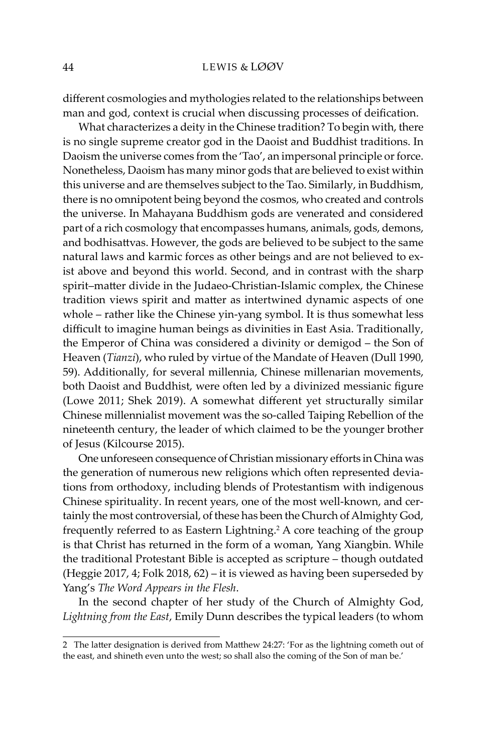different cosmologies and mythologies related to the relationships between man and god, context is crucial when discussing processes of deification.

What characterizes a deity in the Chinese tradition? To begin with, there is no single supreme creator god in the Daoist and Buddhist traditions. In Daoism the universe comes from the 'Tao', an impersonal principle or force. Nonetheless, Daoism has many minor gods that are believed to exist within this universe and are themselves subject to the Tao. Similarly, in Buddhism, there is no omnipotent being beyond the cosmos, who created and controls the universe. In Mahayana Buddhism gods are venerated and considered part of a rich cosmology that encompasses humans, animals, gods, demons, and bodhisattvas. However, the gods are believed to be subject to the same natural laws and karmic forces as other beings and are not believed to exist above and beyond this world. Second, and in contrast with the sharp spirit–matter divide in the Judaeo-Christian-Islamic complex, the Chinese tradition views spirit and matter as intertwined dynamic aspects of one whole – rather like the Chinese yin-yang symbol. It is thus somewhat less difficult to imagine human beings as divinities in East Asia. Traditionally, the Emperor of China was considered a divinity or demigod – the Son of Heaven (*Tianzi*), who ruled by virtue of the Mandate of Heaven (Dull 1990, 59). Additionally, for several millennia, Chinese millenarian movements, both Daoist and Buddhist, were often led by a divinized messianic figure (Lowe 2011; Shek 2019). A somewhat different yet structurally similar Chinese millennialist movement was the so-called Taiping Rebellion of the nineteenth century, the leader of which claimed to be the younger brother of Jesus (Kilcourse 2015).

One unforeseen consequence of Christian missionary efforts in China was the generation of numerous new religions which often represented deviations from orthodoxy, including blends of Protestantism with indigenous Chinese spirituality. In recent years, one of the most well-known, and certainly the most controversial, of these has been the Church of Almighty God, frequently referred to as Eastern Lightning.[2] A core teaching of the group is that Christ has returned in the form of a woman, Yang Xiangbin. While the traditional Protestant Bible is accepted as scripture – though outdated (Heggie 2017, 4; Folk 2018, 62) – it is viewed as having been superseded by Yang's *The Word Appears in the Flesh*.

In the second chapter of her study of the Church of Almighty God, *Lightning from the East*, Emily Dunn describes the typical leaders (to whom

2 The latter designation is derived from Matthew 24:27: 'For as the lightning cometh out of the east, and shineth even unto the west; so shall also the coming of the Son of man be.'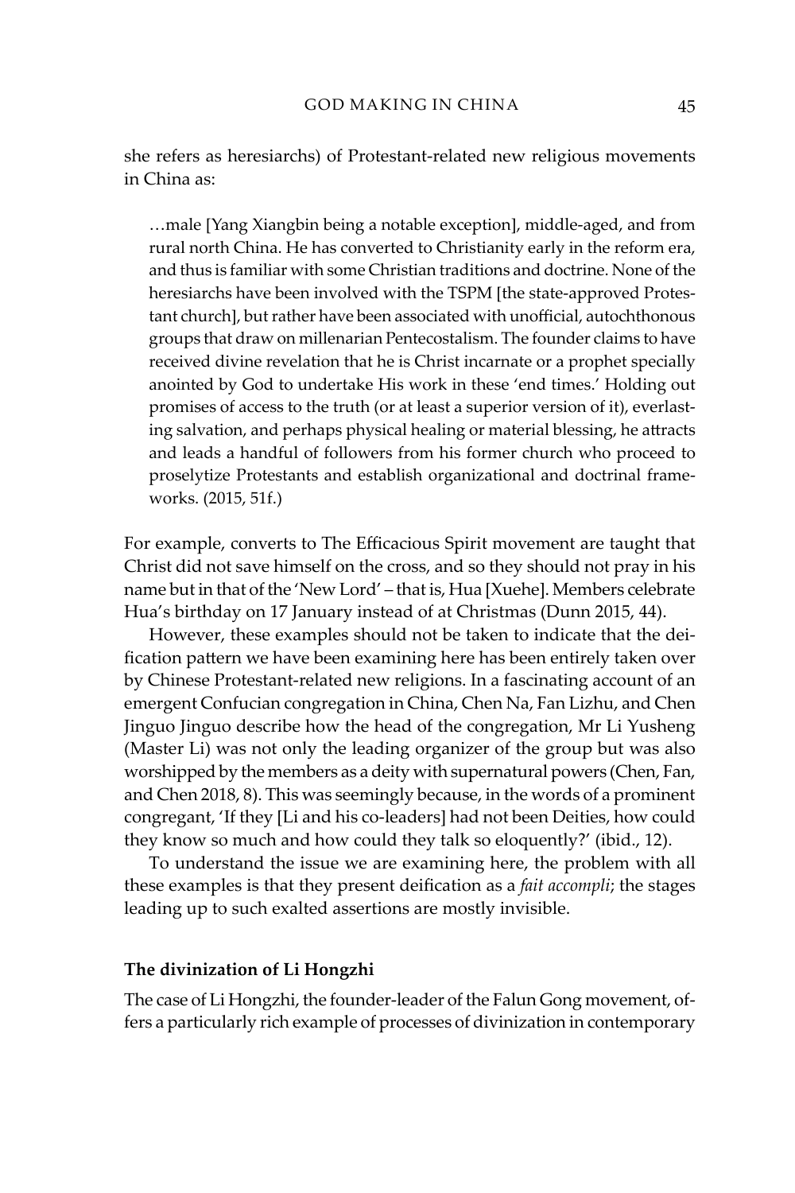she refers as heresiarchs) of Protestant-related new religious movements in China as:

> …male [Yang Xiangbin being a notable exception], middle-aged, and from rural north China. He has converted to Christianity early in the reform era, and thus is familiar with some Christian traditions and doctrine. None of the heresiarchs have been involved with the TSPM [the state-approved Protestant church], but rather have been associated with unofficial, autochthonous groups that draw on millenarian Pentecostalism. The founder claims to have received divine revelation that he is Christ incarnate or a prophet specially anointed by God to undertake His work in these 'end times.' Holding out promises of access to the truth (or at least a superior version of it), everlasting salvation, and perhaps physical healing or material blessing, he attracts and leads a handful of followers from his former church who proceed to proselytize Protestants and establish organizational and doctrinal frameworks. (2015, 51f.)

For example, converts to The Efficacious Spirit movement are taught that Christ did not save himself on the cross, and so they should not pray in his name but in that of the 'New Lord' – that is, Hua [Xuehe]. Members celebrate Hua's birthday on 17 January instead of at Christmas (Dunn 2015, 44).

However, these examples should not be taken to indicate that the deification pattern we have been examining here has been entirely taken over by Chinese Protestant-related new religions. In a fascinating account of an emergent Confucian congregation in China, Chen Na, Fan Lizhu, and Chen Jinguo Jinguo describe how the head of the congregation, Mr Li Yusheng (Master Li) was not only the leading organizer of the group but was also worshipped by the members as a deity with supernatural powers (Chen, Fan, and Chen 2018, 8). This was seemingly because, in the words of a prominent congregant, 'If they [Li and his co-leaders] had not been Deities, how could they know so much and how could they talk so eloquently?' (ibid., 12).

To understand the issue we are examining here, the problem with all these examples is that they present deification as a *fait accompli*; the stages leading up to such exalted assertions are mostly invisible.

**The divinization of Li Hongzhi**

The case of Li Hongzhi, the founder-leader of the Falun Gong movement, offers a particularly rich example of processes of divinization in contemporary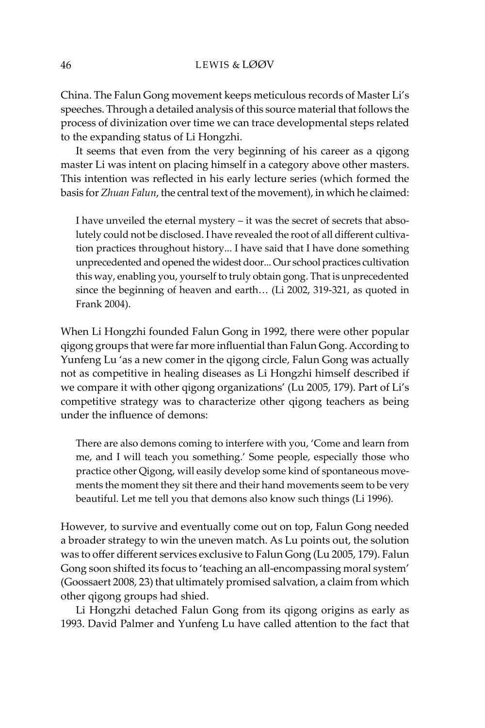China. The Falun Gong movement keeps meticulous records of Master Li's speeches. Through a detailed analysis of this source material that follows the process of divinization over time we can trace developmental steps related to the expanding status of Li Hongzhi.

It seems that even from the very beginning of his career as a qigong master Li was intent on placing himself in a category above other masters. This intention was reflected in his early lecture series (which formed the basis for *Zhuan Falun*, the central text of the movement), in which he claimed:

> I have unveiled the eternal mystery – it was the secret of secrets that absolutely could not be disclosed. I have revealed the root of all different cultivation practices throughout history... I have said that I have done something unprecedented and opened the widest door... Our school practices cultivation this way, enabling you, yourself to truly obtain gong. That is unprecedented since the beginning of heaven and earth… (Li 2002, 319-321, as quoted in Frank 2004).

When Li Hongzhi founded Falun Gong in 1992, there were other popular qigong groups that were far more influential than Falun Gong. According to Yunfeng Lu 'as a new comer in the qigong circle, Falun Gong was actually not as competitive in healing diseases as Li Hongzhi himself described if we compare it with other qigong organizations' (Lu 2005, 179). Part of Li's competitive strategy was to characterize other qigong teachers as being under the influence of demons:

> There are also demons coming to interfere with you, 'Come and learn from me, and I will teach you something.' Some people, especially those who practice other Qigong, will easily develop some kind of spontaneous movements the moment they sit there and their hand movements seem to be very beautiful. Let me tell you that demons also know such things (Li 1996).

However, to survive and eventually come out on top, Falun Gong needed a broader strategy to win the uneven match. As Lu points out, the solution was to offer different services exclusive to Falun Gong (Lu 2005, 179). Falun Gong soon shifted its focus to 'teaching an all-encompassing moral system' (Goossaert 2008, 23) that ultimately promised salvation, a claim from which other qigong groups had shied.

Li Hongzhi detached Falun Gong from its qigong origins as early as 1993. David Palmer and Yunfeng Lu have called attention to the fact that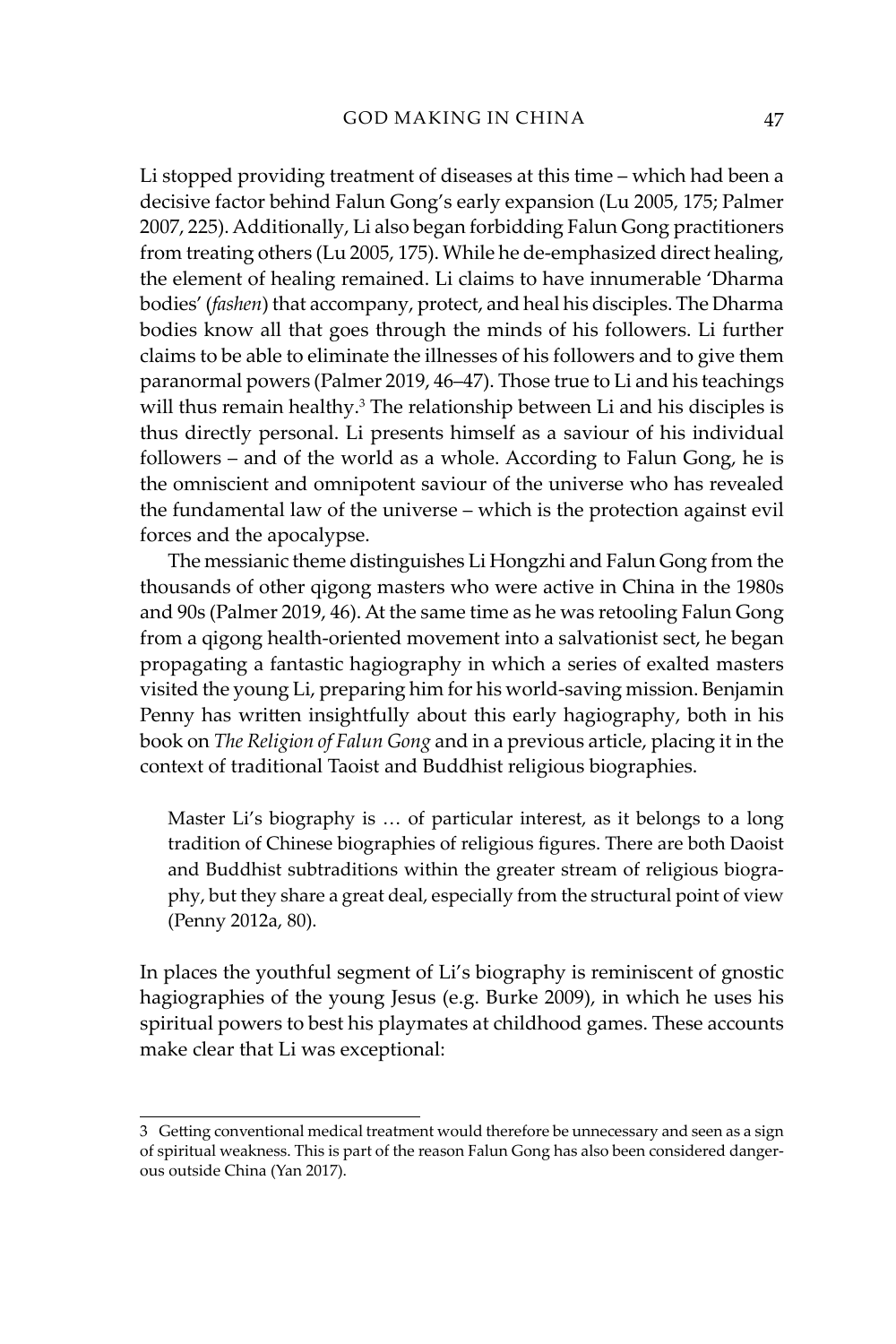Li stopped providing treatment of diseases at this time – which had been a decisive factor behind Falun Gong's early expansion (Lu 2005, 175; Palmer 2007, 225). Additionally, Li also began forbidding Falun Gong practitioners from treating others (Lu 2005, 175). While he de-emphasized direct healing, the element of healing remained. Li claims to have innumerable 'Dharma bodies' (*fashen*) that accompany, protect, and heal his disciples. The Dharma bodies know all that goes through the minds of his followers. Li further claims to be able to eliminate the illnesses of his followers and to give them paranormal powers (Palmer 2019, 46–47). Those true to Li and his teachings will thus remain healthy.[3] The relationship between Li and his disciples is thus directly personal. Li presents himself as a saviour of his individual followers – and of the world as a whole. According to Falun Gong, he is the omniscient and omnipotent saviour of the universe who has revealed the fundamental law of the universe – which is the protection against evil forces and the apocalypse.

The messianic theme distinguishes Li Hongzhi and Falun Gong from the thousands of other qigong masters who were active in China in the 1980s and 90s (Palmer 2019, 46). At the same time as he was retooling Falun Gong from a qigong health-oriented movement into a salvationist sect, he began propagating a fantastic hagiography in which a series of exalted masters visited the young Li, preparing him for his world-saving mission. Benjamin Penny has written insightfully about this early hagiography, both in his book on *The Religion of Falun Gong* and in a previous article, placing it in the context of traditional Taoist and Buddhist religious biographies.

> Master Li's biography is … of particular interest, as it belongs to a long tradition of Chinese biographies of religious figures. There are both Daoist and Buddhist subtraditions within the greater stream of religious biography, but they share a great deal, especially from the structural point of view (Penny 2012a, 80).

In places the youthful segment of Li's biography is reminiscent of gnostic hagiographies of the young Jesus (e.g. Burke 2009), in which he uses his spiritual powers to best his playmates at childhood games. These accounts make clear that Li was exceptional:

---

3 Getting conventional medical treatment would therefore be unnecessary and seen as a sign of spiritual weakness. This is part of the reason Falun Gong has also been considered dangerous outside China (Yan 2017).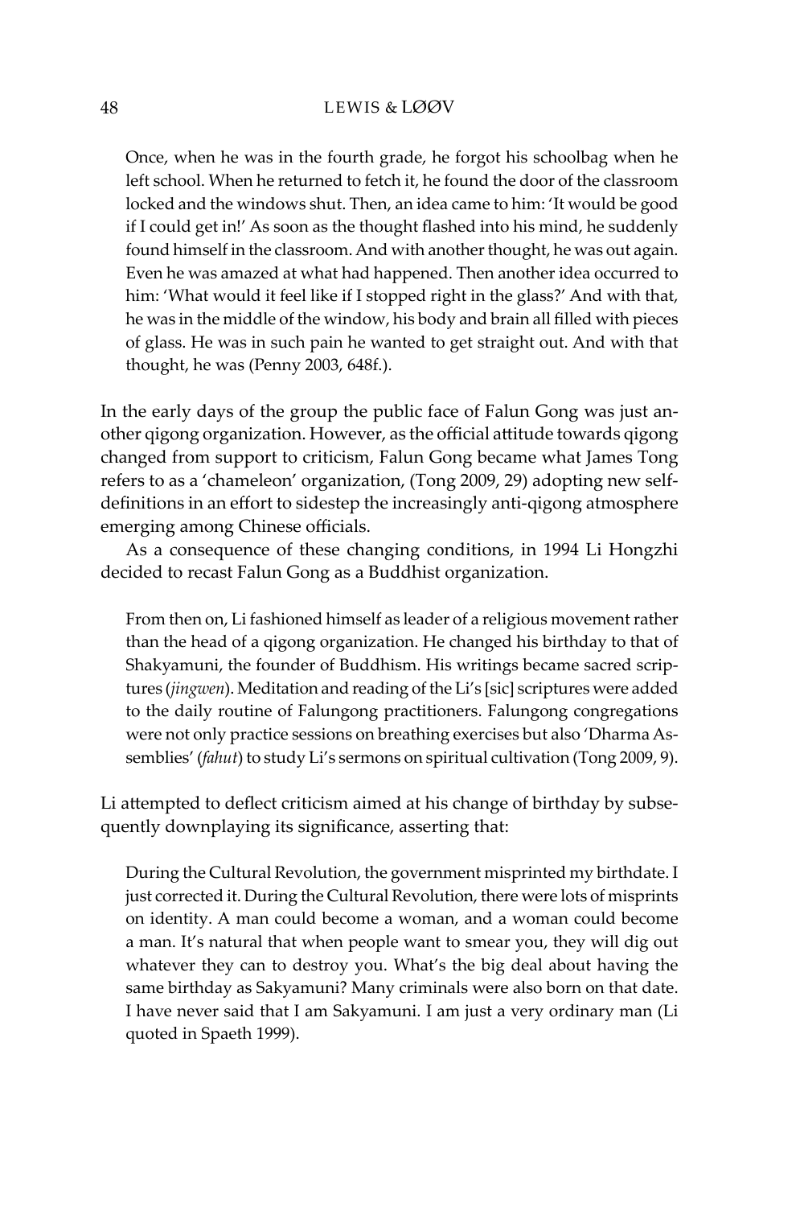> Once, when he was in the fourth grade, he forgot his schoolbag when he left school. When he returned to fetch it, he found the door of the classroom locked and the windows shut. Then, an idea came to him: 'It would be good if I could get in!' As soon as the thought flashed into his mind, he suddenly found himself in the classroom. And with another thought, he was out again. Even he was amazed at what had happened. Then another idea occurred to him: 'What would it feel like if I stopped right in the glass?' And with that, he was in the middle of the window, his body and brain all filled with pieces of glass. He was in such pain he wanted to get straight out. And with that thought, he was (Penny 2003, 648f.).

In the early days of the group the public face of Falun Gong was just another qigong organization. However, as the official attitude towards qigong changed from support to criticism, Falun Gong became what James Tong refers to as a 'chameleon' organization, (Tong 2009, 29) adopting new self-definitions in an effort to sidestep the increasingly anti-qigong atmosphere emerging among Chinese officials.

As a consequence of these changing conditions, in 1994 Li Hongzhi decided to recast Falun Gong as a Buddhist organization.

> From then on, Li fashioned himself as leader of a religious movement rather than the head of a qigong organization. He changed his birthday to that of Shakyamuni, the founder of Buddhism. His writings became sacred scriptures (*jingwen*). Meditation and reading of the Li's [sic] scriptures were added to the daily routine of Falungong practitioners. Falungong congregations were not only practice sessions on breathing exercises but also 'Dharma Assemblies' (*fahut*) to study Li's sermons on spiritual cultivation (Tong 2009, 9).

Li attempted to deflect criticism aimed at his change of birthday by subsequently downplaying its significance, asserting that:

> During the Cultural Revolution, the government misprinted my birthdate. I just corrected it. During the Cultural Revolution, there were lots of misprints on identity. A man could become a woman, and a woman could become a man. It's natural that when people want to smear you, they will dig out whatever they can to destroy you. What's the big deal about having the same birthday as Sakyamuni? Many criminals were also born on that date. I have never said that I am Sakyamuni. I am just a very ordinary man (Li quoted in Spaeth 1999).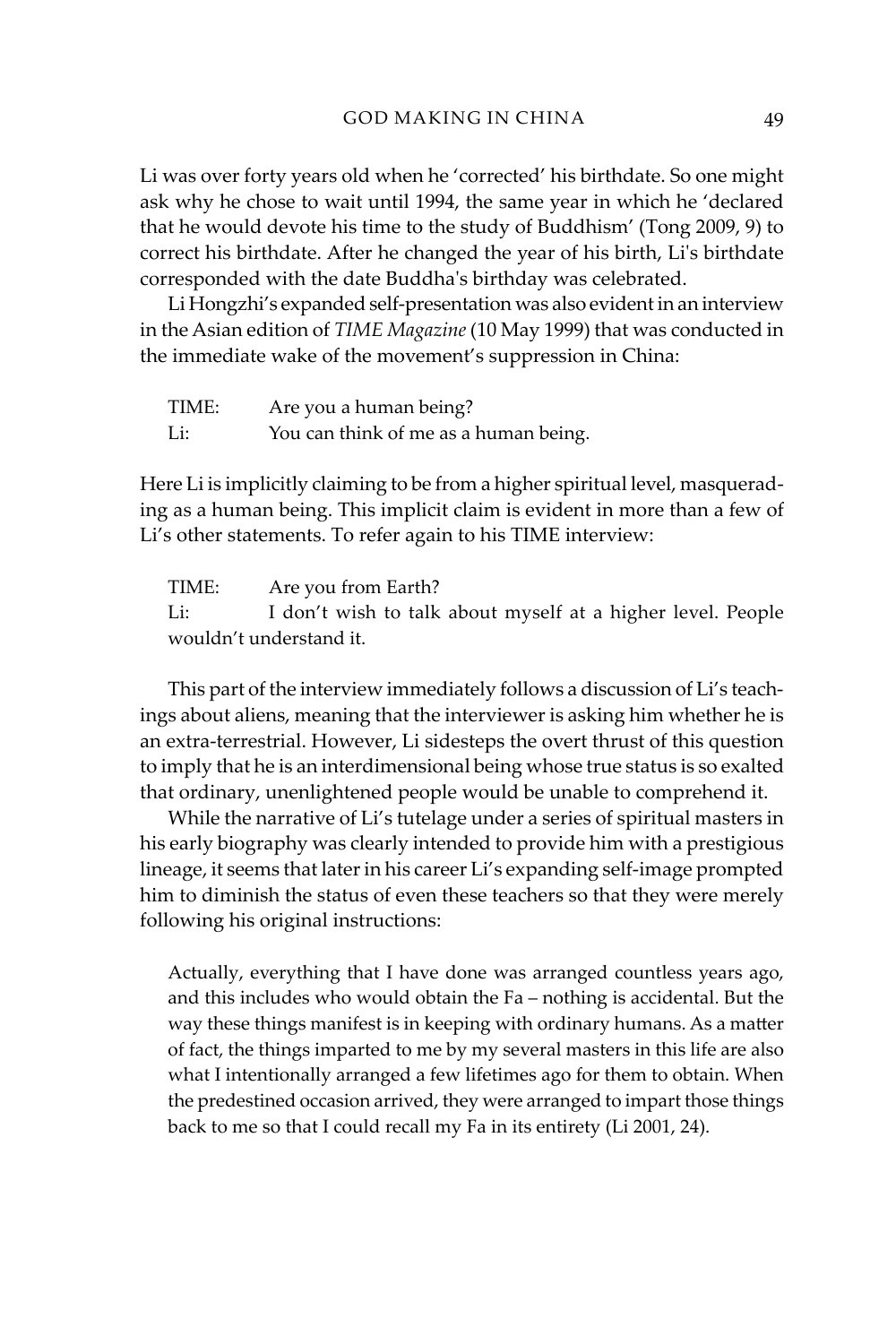Li was over forty years old when he 'corrected' his birthdate. So one might ask why he chose to wait until 1994, the same year in which he 'declared that he would devote his time to the study of Buddhism' (Tong 2009, 9) to correct his birthdate. After he changed the year of his birth, Li's birthdate corresponded with the date Buddha's birthday was celebrated.

Li Hongzhi's expanded self-presentation was also evident in an interview in the Asian edition of *TIME Magazine* (10 May 1999) that was conducted in the immediate wake of the movement's suppression in China:

> TIME: Are you a human being?
> Li: You can think of me as a human being.

Here Li is implicitly claiming to be from a higher spiritual level, masquerading as a human being. This implicit claim is evident in more than a few of Li's other statements. To refer again to his TIME interview:

> TIME: Are you from Earth?
> Li: I don't wish to talk about myself at a higher level. People wouldn't understand it.

This part of the interview immediately follows a discussion of Li's teachings about aliens, meaning that the interviewer is asking him whether he is an extra-terrestrial. However, Li sidesteps the overt thrust of this question to imply that he is an interdimensional being whose true status is so exalted that ordinary, unenlightened people would be unable to comprehend it.

While the narrative of Li's tutelage under a series of spiritual masters in his early biography was clearly intended to provide him with a prestigious lineage, it seems that later in his career Li's expanding self-image prompted him to diminish the status of even these teachers so that they were merely following his original instructions:

> Actually, everything that I have done was arranged countless years ago, and this includes who would obtain the Fa – nothing is accidental. But the way these things manifest is in keeping with ordinary humans. As a matter of fact, the things imparted to me by my several masters in this life are also what I intentionally arranged a few lifetimes ago for them to obtain. When the predestined occasion arrived, they were arranged to impart those things back to me so that I could recall my Fa in its entirety (Li 2001, 24).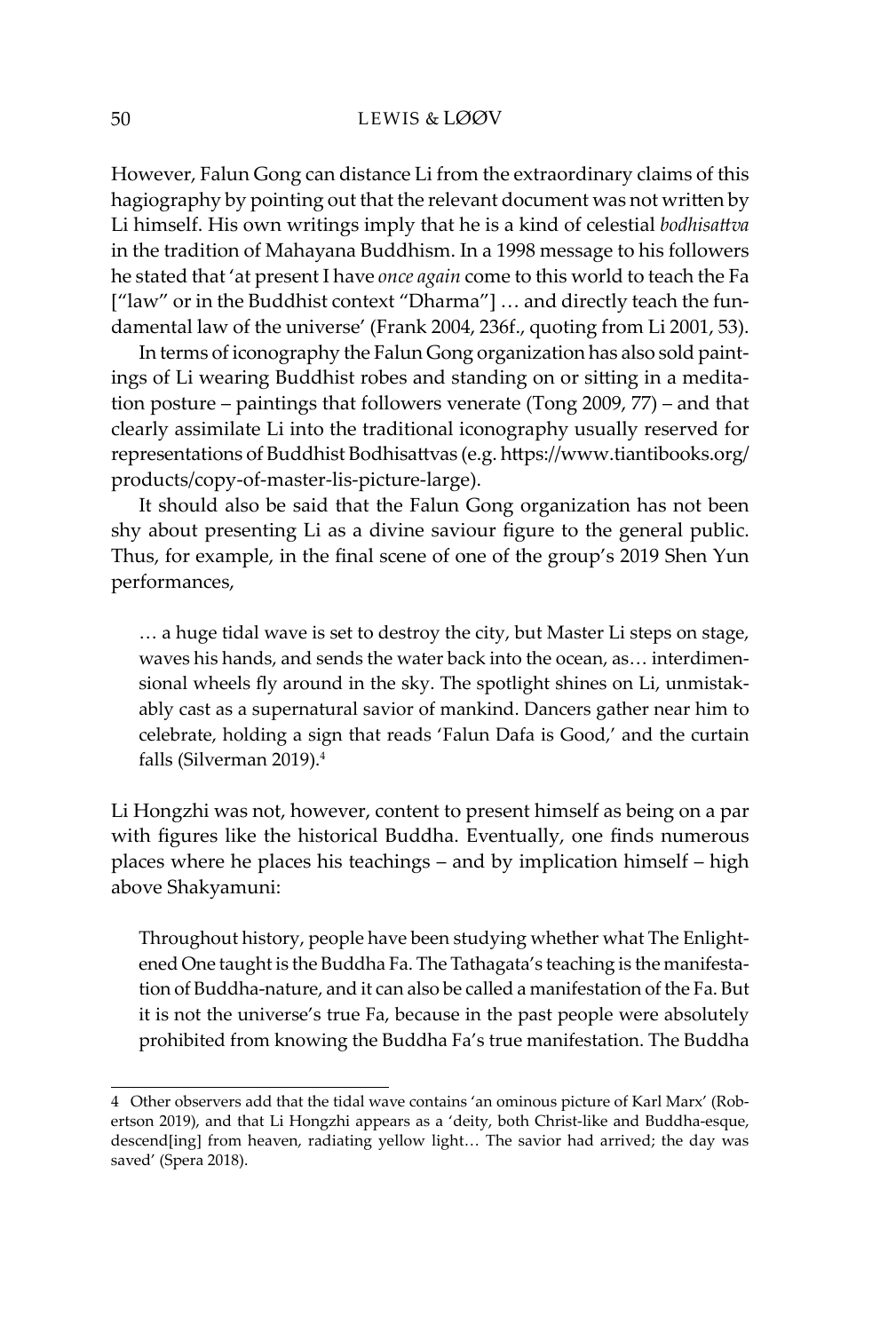However, Falun Gong can distance Li from the extraordinary claims of this hagiography by pointing out that the relevant document was not written by Li himself. His own writings imply that he is a kind of celestial *bodhisattva* in the tradition of Mahayana Buddhism. In a 1998 message to his followers he stated that 'at present I have *once again* come to this world to teach the Fa ["law" or in the Buddhist context "Dharma"] … and directly teach the fundamental law of the universe' (Frank 2004, 236f., quoting from Li 2001, 53).

In terms of iconography the Falun Gong organization has also sold paintings of Li wearing Buddhist robes and standing on or sitting in a meditation posture – paintings that followers venerate (Tong 2009, 77) – and that clearly assimilate Li into the traditional iconography usually reserved for representations of Buddhist Bodhisattvas (e.g. https://www.tiantibooks.org/products/copy-of-master-lis-picture-large).

It should also be said that the Falun Gong organization has not been shy about presenting Li as a divine saviour figure to the general public. Thus, for example, in the final scene of one of the group's 2019 Shen Yun performances,

> … a huge tidal wave is set to destroy the city, but Master Li steps on stage, waves his hands, and sends the water back into the ocean, as… interdimensional wheels fly around in the sky. The spotlight shines on Li, unmistakably cast as a supernatural savior of mankind. Dancers gather near him to celebrate, holding a sign that reads 'Falun Dafa is Good,' and the curtain falls (Silverman 2019).[4]

Li Hongzhi was not, however, content to present himself as being on a par with figures like the historical Buddha. Eventually, one finds numerous places where he places his teachings – and by implication himself – high above Shakyamuni:

> Throughout history, people have been studying whether what The Enlightened One taught is the Buddha Fa. The Tathagata's teaching is the manifestation of Buddha-nature, and it can also be called a manifestation of the Fa. But it is not the universe's true Fa, because in the past people were absolutely prohibited from knowing the Buddha Fa's true manifestation. The Buddha

---

4 Other observers add that the tidal wave contains 'an ominous picture of Karl Marx' (Robertson 2019), and that Li Hongzhi appears as a 'deity, both Christ-like and Buddha-esque, descend[ing] from heaven, radiating yellow light… The savior had arrived; the day was saved' (Spera 2018).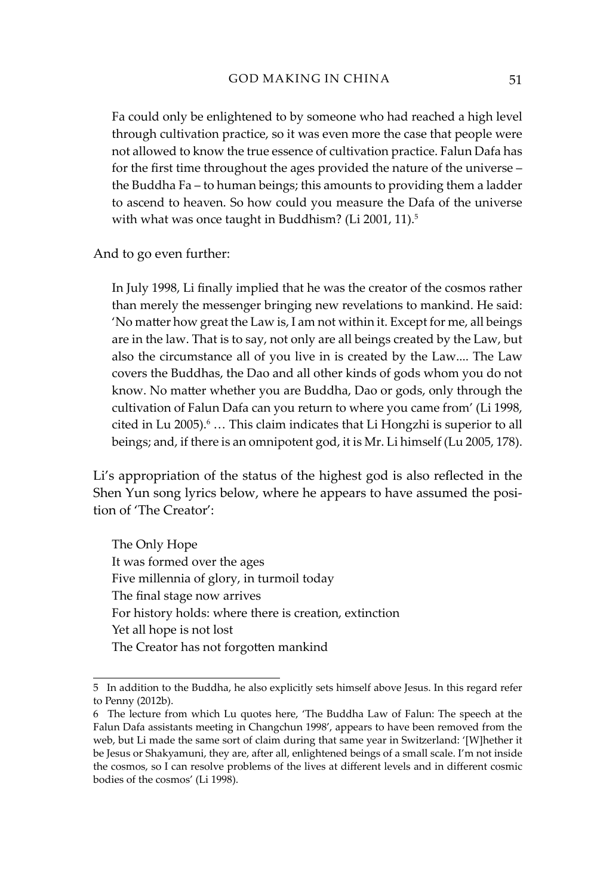> Fa could only be enlightened to by someone who had reached a high level through cultivation practice, so it was even more the case that people were not allowed to know the true essence of cultivation practice. Falun Dafa has for the first time throughout the ages provided the nature of the universe – the Buddha Fa – to human beings; this amounts to providing them a ladder to ascend to heaven. So how could you measure the Dafa of the universe with what was once taught in Buddhism? (Li 2001, 11).[5]

And to go even further:

> In July 1998, Li finally implied that he was the creator of the cosmos rather than merely the messenger bringing new revelations to mankind. He said: 'No matter how great the Law is, I am not within it. Except for me, all beings are in the law. That is to say, not only are all beings created by the Law, but also the circumstance all of you live in is created by the Law.... The Law covers the Buddhas, the Dao and all other kinds of gods whom you do not know. No matter whether you are Buddha, Dao or gods, only through the cultivation of Falun Dafa can you return to where you came from' (Li 1998, cited in Lu 2005).[6] … This claim indicates that Li Hongzhi is superior to all beings; and, if there is an omnipotent god, it is Mr. Li himself (Lu 2005, 178).

Li's appropriation of the status of the highest god is also reflected in the Shen Yun song lyrics below, where he appears to have assumed the position of 'The Creator':

> The Only Hope
> It was formed over the ages
> Five millennia of glory, in turmoil today
> The final stage now arrives
> For history holds: where there is creation, extinction
> Yet all hope is not lost
> The Creator has not forgotten mankind

---

5 In addition to the Buddha, he also explicitly sets himself above Jesus. In this regard refer to Penny (2012b).

6 The lecture from which Lu quotes here, 'The Buddha Law of Falun: The speech at the Falun Dafa assistants meeting in Changchun 1998', appears to have been removed from the web, but Li made the same sort of claim during that same year in Switzerland: '[W]hether it be Jesus or Shakyamuni, they are, after all, enlightened beings of a small scale. I'm not inside the cosmos, so I can resolve problems of the lives at different levels and in different cosmic bodies of the cosmos' (Li 1998).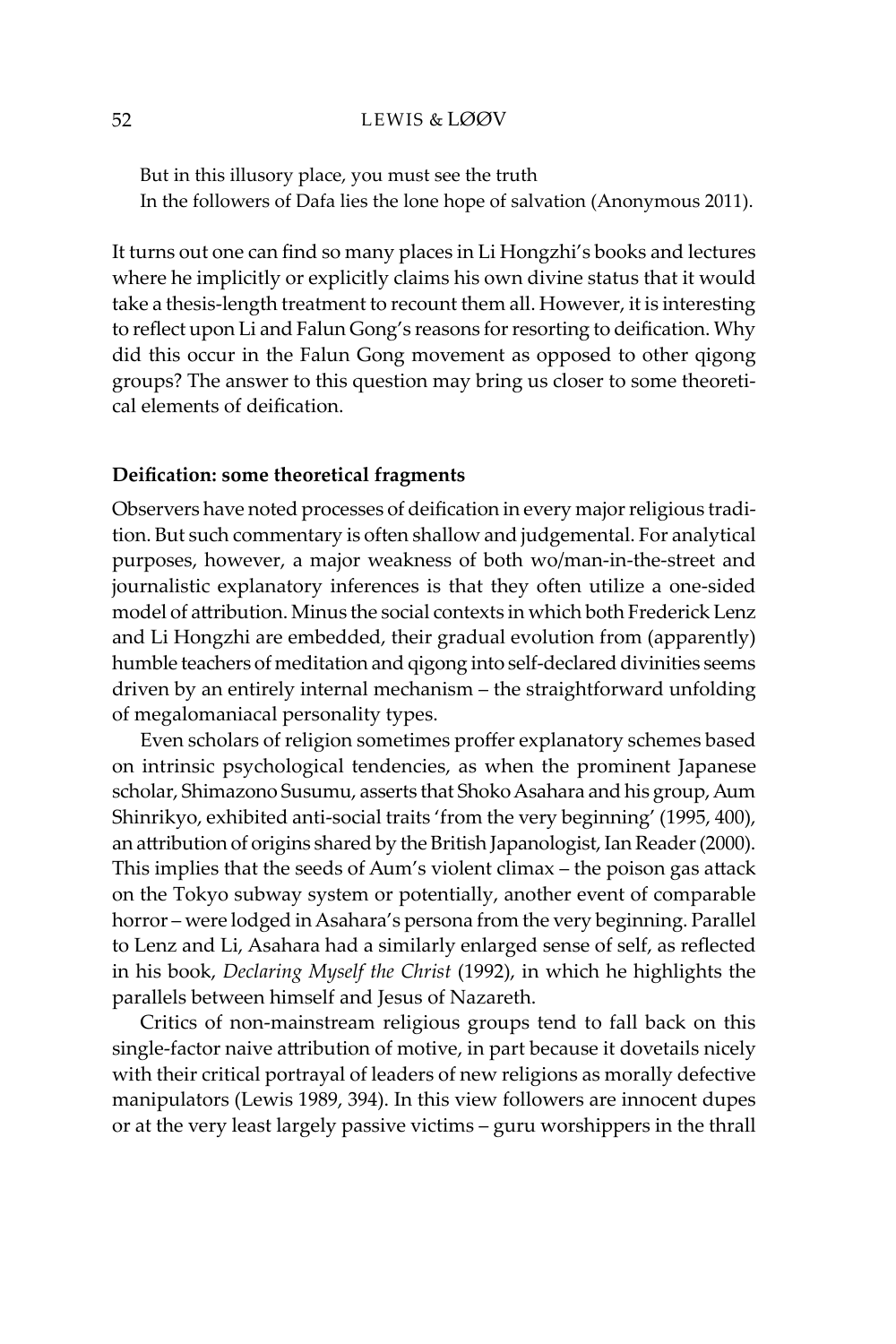But in this illusory place, you must see the truth
In the followers of Dafa lies the lone hope of salvation (Anonymous 2011).

It turns out one can find so many places in Li Hongzhi's books and lectures where he implicitly or explicitly claims his own divine status that it would take a thesis-length treatment to recount them all. However, it is interesting to reflect upon Li and Falun Gong's reasons for resorting to deification. Why did this occur in the Falun Gong movement as opposed to other qigong groups? The answer to this question may bring us closer to some theoretical elements of deification.

## Deification: some theoretical fragments

Observers have noted processes of deification in every major religious tradition. But such commentary is often shallow and judgemental. For analytical purposes, however, a major weakness of both wo/man-in-the-street and journalistic explanatory inferences is that they often utilize a one-sided model of attribution. Minus the social contexts in which both Frederick Lenz and Li Hongzhi are embedded, their gradual evolution from (apparently) humble teachers of meditation and qigong into self-declared divinities seems driven by an entirely internal mechanism – the straightforward unfolding of megalomaniacal personality types.

Even scholars of religion sometimes proffer explanatory schemes based on intrinsic psychological tendencies, as when the prominent Japanese scholar, Shimazono Susumu, asserts that Shoko Asahara and his group, Aum Shinrikyo, exhibited anti-social traits 'from the very beginning' (1995, 400), an attribution of origins shared by the British Japanologist, Ian Reader (2000). This implies that the seeds of Aum's violent climax – the poison gas attack on the Tokyo subway system or potentially, another event of comparable horror – were lodged in Asahara's persona from the very beginning. Parallel to Lenz and Li, Asahara had a similarly enlarged sense of self, as reflected in his book, *Declaring Myself the Christ* (1992), in which he highlights the parallels between himself and Jesus of Nazareth.

Critics of non-mainstream religious groups tend to fall back on this single-factor naive attribution of motive, in part because it dovetails nicely with their critical portrayal of leaders of new religions as morally defective manipulators (Lewis 1989, 394). In this view followers are innocent dupes or at the very least largely passive victims – guru worshippers in the thrall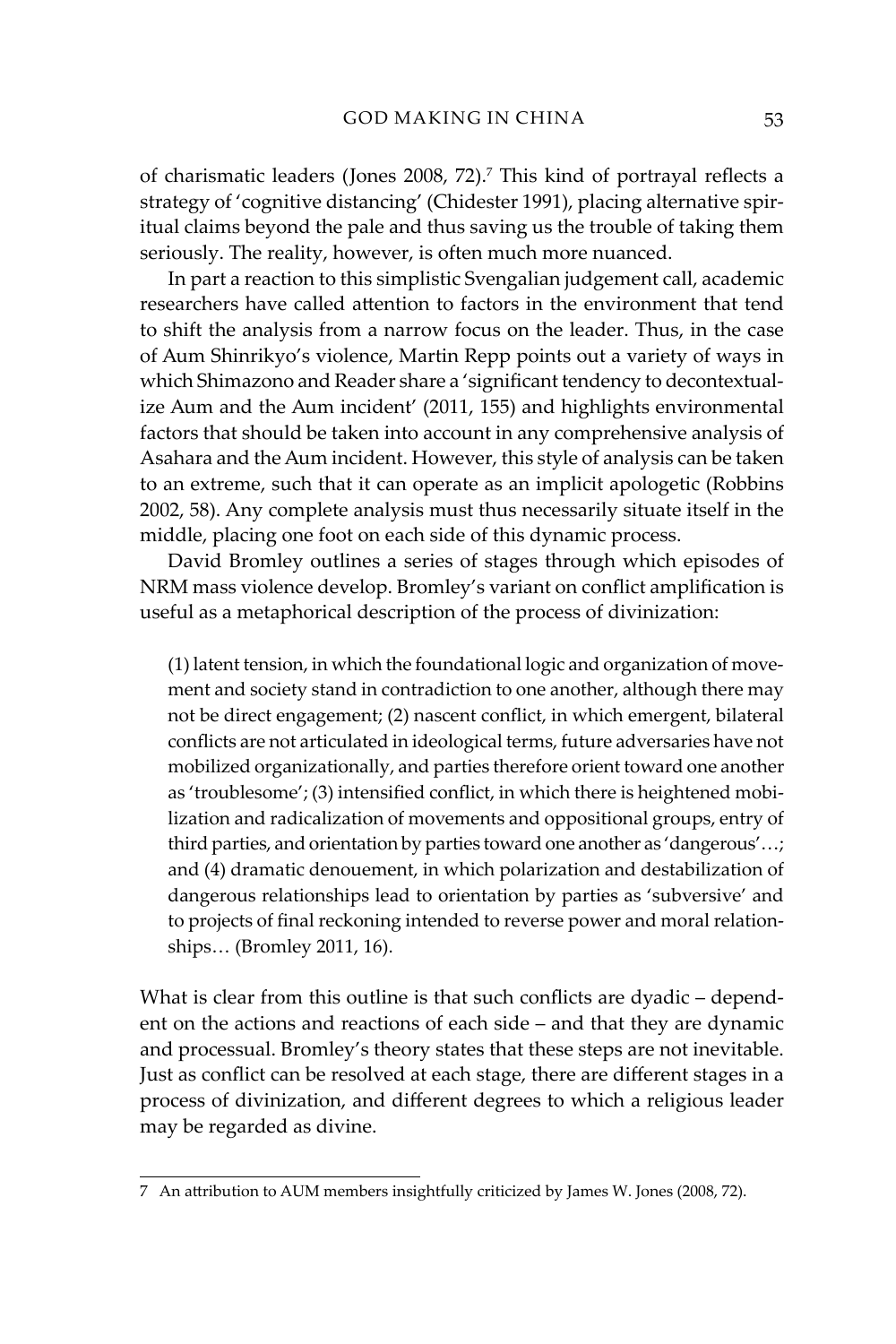of charismatic leaders (Jones 2008, 72).[7] This kind of portrayal reflects a strategy of 'cognitive distancing' (Chidester 1991), placing alternative spiritual claims beyond the pale and thus saving us the trouble of taking them seriously. The reality, however, is often much more nuanced.

In part a reaction to this simplistic Svengalian judgement call, academic researchers have called attention to factors in the environment that tend to shift the analysis from a narrow focus on the leader. Thus, in the case of Aum Shinrikyo's violence, Martin Repp points out a variety of ways in which Shimazono and Reader share a 'significant tendency to decontextualize Aum and the Aum incident' (2011, 155) and highlights environmental factors that should be taken into account in any comprehensive analysis of Asahara and the Aum incident. However, this style of analysis can be taken to an extreme, such that it can operate as an implicit apologetic (Robbins 2002, 58). Any complete analysis must thus necessarily situate itself in the middle, placing one foot on each side of this dynamic process.

David Bromley outlines a series of stages through which episodes of NRM mass violence develop. Bromley's variant on conflict amplification is useful as a metaphorical description of the process of divinization:

> (1) latent tension, in which the foundational logic and organization of movement and society stand in contradiction to one another, although there may not be direct engagement; (2) nascent conflict, in which emergent, bilateral conflicts are not articulated in ideological terms, future adversaries have not mobilized organizationally, and parties therefore orient toward one another as 'troublesome'; (3) intensified conflict, in which there is heightened mobilization and radicalization of movements and oppositional groups, entry of third parties, and orientation by parties toward one another as 'dangerous'…; and (4) dramatic denouement, in which polarization and destabilization of dangerous relationships lead to orientation by parties as 'subversive' and to projects of final reckoning intended to reverse power and moral relationships… (Bromley 2011, 16).

What is clear from this outline is that such conflicts are dyadic – dependent on the actions and reactions of each side – and that they are dynamic and processual. Bromley's theory states that these steps are not inevitable. Just as conflict can be resolved at each stage, there are different stages in a process of divinization, and different degrees to which a religious leader may be regarded as divine.

---

7 An attribution to AUM members insightfully criticized by James W. Jones (2008, 72).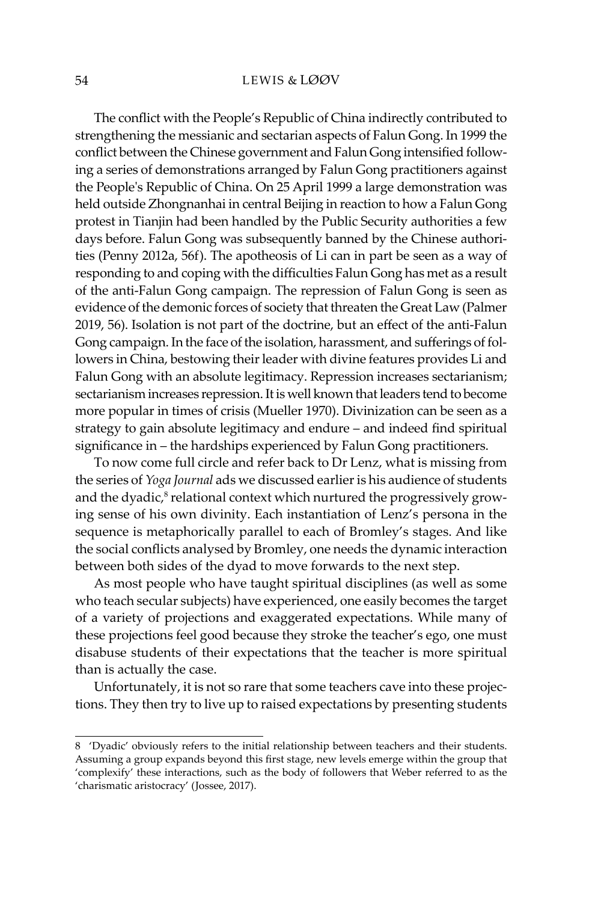The conflict with the People's Republic of China indirectly contributed to strengthening the messianic and sectarian aspects of Falun Gong. In 1999 the conflict between the Chinese government and Falun Gong intensified following a series of demonstrations arranged by Falun Gong practitioners against the People's Republic of China. On 25 April 1999 a large demonstration was held outside Zhongnanhai in central Beijing in reaction to how a Falun Gong protest in Tianjin had been handled by the Public Security authorities a few days before. Falun Gong was subsequently banned by the Chinese authorities (Penny 2012a, 56f). The apotheosis of Li can in part be seen as a way of responding to and coping with the difficulties Falun Gong has met as a result of the anti-Falun Gong campaign. The repression of Falun Gong is seen as evidence of the demonic forces of society that threaten the Great Law (Palmer 2019, 56). Isolation is not part of the doctrine, but an effect of the anti-Falun Gong campaign. In the face of the isolation, harassment, and sufferings of followers in China, bestowing their leader with divine features provides Li and Falun Gong with an absolute legitimacy. Repression increases sectarianism; sectarianism increases repression. It is well known that leaders tend to become more popular in times of crisis (Mueller 1970). Divinization can be seen as a strategy to gain absolute legitimacy and endure – and indeed find spiritual significance in – the hardships experienced by Falun Gong practitioners.

To now come full circle and refer back to Dr Lenz, what is missing from the series of *Yoga Journal* ads we discussed earlier is his audience of students and the dyadic,[8] relational context which nurtured the progressively growing sense of his own divinity. Each instantiation of Lenz's persona in the sequence is metaphorically parallel to each of Bromley's stages. And like the social conflicts analysed by Bromley, one needs the dynamic interaction between both sides of the dyad to move forwards to the next step.

As most people who have taught spiritual disciplines (as well as some who teach secular subjects) have experienced, one easily becomes the target of a variety of projections and exaggerated expectations. While many of these projections feel good because they stroke the teacher's ego, one must disabuse students of their expectations that the teacher is more spiritual than is actually the case.

Unfortunately, it is not so rare that some teachers cave into these projections. They then try to live up to raised expectations by presenting students

---

8 'Dyadic' obviously refers to the initial relationship between teachers and their students. Assuming a group expands beyond this first stage, new levels emerge within the group that 'complexify' these interactions, such as the body of followers that Weber referred to as the 'charismatic aristocracy' (Jossee, 2017).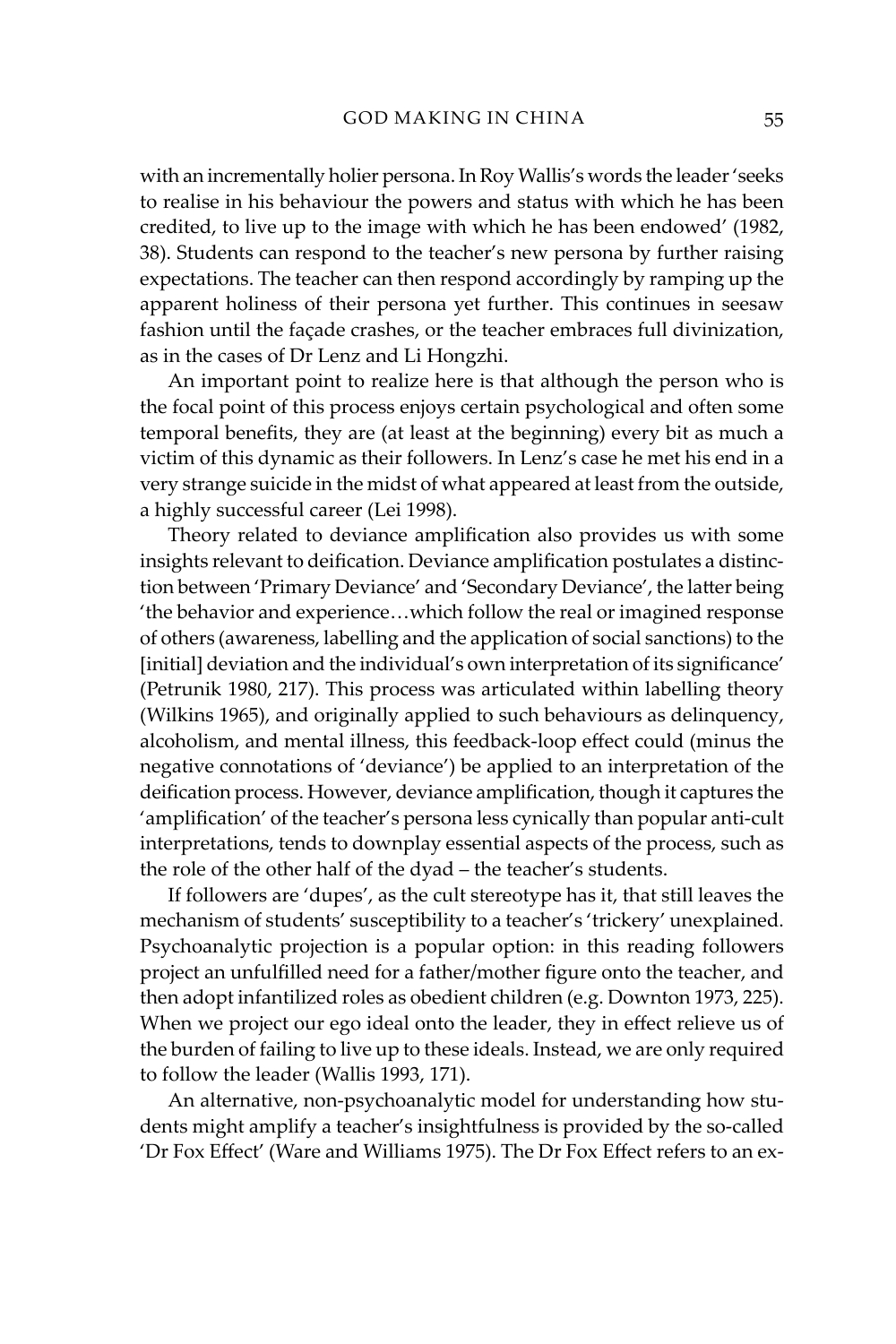with an incrementally holier persona. In Roy Wallis's words the leader 'seeks to realise in his behaviour the powers and status with which he has been credited, to live up to the image with which he has been endowed' (1982, 38). Students can respond to the teacher's new persona by further raising expectations. The teacher can then respond accordingly by ramping up the apparent holiness of their persona yet further. This continues in seesaw fashion until the façade crashes, or the teacher embraces full divinization, as in the cases of Dr Lenz and Li Hongzhi.

An important point to realize here is that although the person who is the focal point of this process enjoys certain psychological and often some temporal benefits, they are (at least at the beginning) every bit as much a victim of this dynamic as their followers. In Lenz's case he met his end in a very strange suicide in the midst of what appeared at least from the outside, a highly successful career (Lei 1998).

Theory related to deviance amplification also provides us with some insights relevant to deification. Deviance amplification postulates a distinction between 'Primary Deviance' and 'Secondary Deviance', the latter being 'the behavior and experience…which follow the real or imagined response of others (awareness, labelling and the application of social sanctions) to the [initial] deviation and the individual's own interpretation of its significance' (Petrunik 1980, 217). This process was articulated within labelling theory (Wilkins 1965), and originally applied to such behaviours as delinquency, alcoholism, and mental illness, this feedback-loop effect could (minus the negative connotations of 'deviance') be applied to an interpretation of the deification process. However, deviance amplification, though it captures the 'amplification' of the teacher's persona less cynically than popular anti-cult interpretations, tends to downplay essential aspects of the process, such as the role of the other half of the dyad – the teacher's students.

If followers are 'dupes', as the cult stereotype has it, that still leaves the mechanism of students' susceptibility to a teacher's 'trickery' unexplained. Psychoanalytic projection is a popular option: in this reading followers project an unfulfilled need for a father/mother figure onto the teacher, and then adopt infantilized roles as obedient children (e.g. Downton 1973, 225). When we project our ego ideal onto the leader, they in effect relieve us of the burden of failing to live up to these ideals. Instead, we are only required to follow the leader (Wallis 1993, 171).

An alternative, non-psychoanalytic model for understanding how students might amplify a teacher's insightfulness is provided by the so-called 'Dr Fox Effect' (Ware and Williams 1975). The Dr Fox Effect refers to an ex-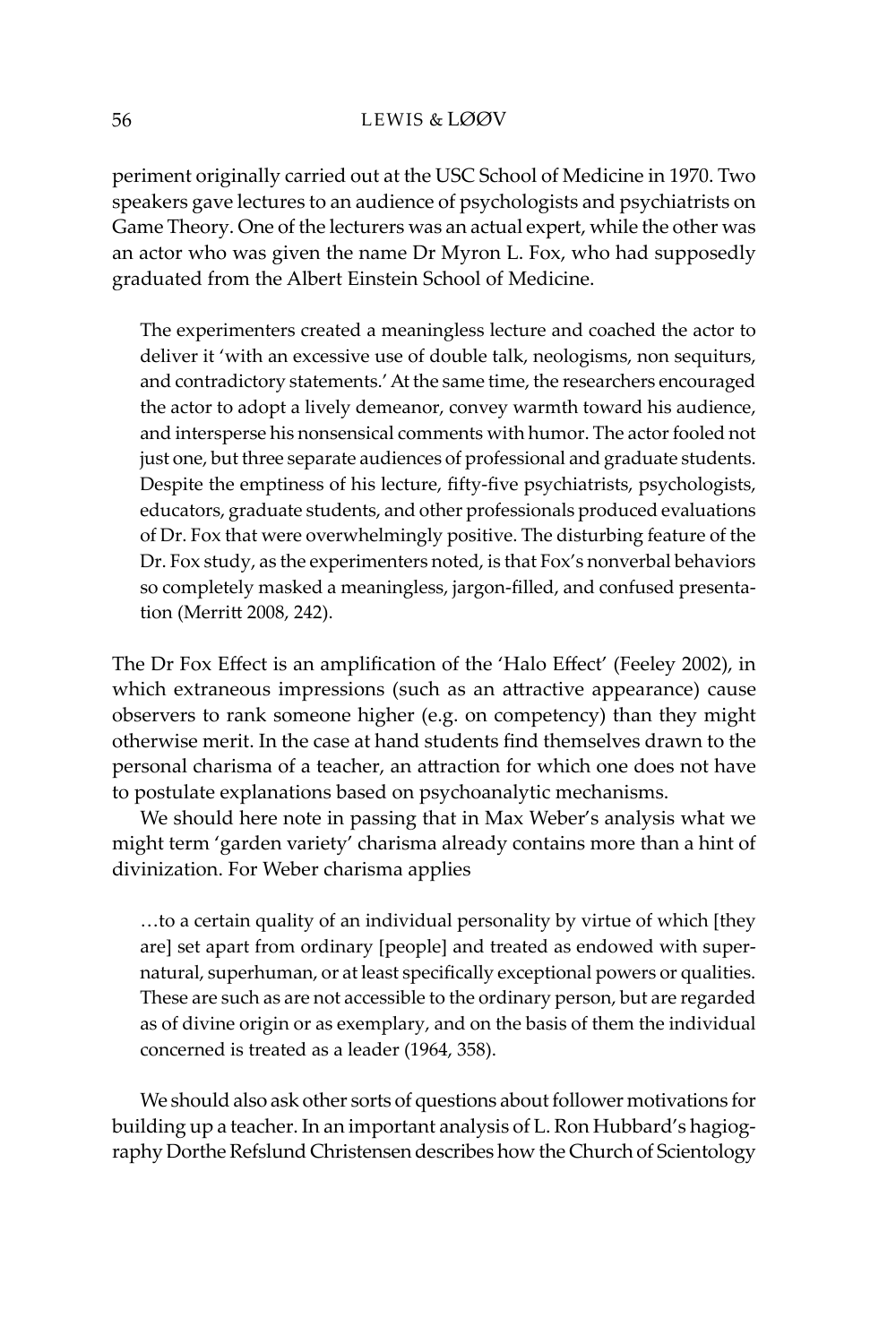periment originally carried out at the USC School of Medicine in 1970. Two speakers gave lectures to an audience of psychologists and psychiatrists on Game Theory. One of the lecturers was an actual expert, while the other was an actor who was given the name Dr Myron L. Fox, who had supposedly graduated from the Albert Einstein School of Medicine.

> The experimenters created a meaningless lecture and coached the actor to deliver it 'with an excessive use of double talk, neologisms, non sequiturs, and contradictory statements.' At the same time, the researchers encouraged the actor to adopt a lively demeanor, convey warmth toward his audience, and intersperse his nonsensical comments with humor. The actor fooled not just one, but three separate audiences of professional and graduate students. Despite the emptiness of his lecture, fifty-five psychiatrists, psychologists, educators, graduate students, and other professionals produced evaluations of Dr. Fox that were overwhelmingly positive. The disturbing feature of the Dr. Fox study, as the experimenters noted, is that Fox's nonverbal behaviors so completely masked a meaningless, jargon-filled, and confused presentation (Merritt 2008, 242).

The Dr Fox Effect is an amplification of the 'Halo Effect' (Feeley 2002), in which extraneous impressions (such as an attractive appearance) cause observers to rank someone higher (e.g. on competency) than they might otherwise merit. In the case at hand students find themselves drawn to the personal charisma of a teacher, an attraction for which one does not have to postulate explanations based on psychoanalytic mechanisms.

We should here note in passing that in Max Weber's analysis what we might term 'garden variety' charisma already contains more than a hint of divinization. For Weber charisma applies

> …to a certain quality of an individual personality by virtue of which [they are] set apart from ordinary [people] and treated as endowed with supernatural, superhuman, or at least specifically exceptional powers or qualities. These are such as are not accessible to the ordinary person, but are regarded as of divine origin or as exemplary, and on the basis of them the individual concerned is treated as a leader (1964, 358).

We should also ask other sorts of questions about follower motivations for building up a teacher. In an important analysis of L. Ron Hubbard's hagiography Dorthe Refslund Christensen describes how the Church of Scientology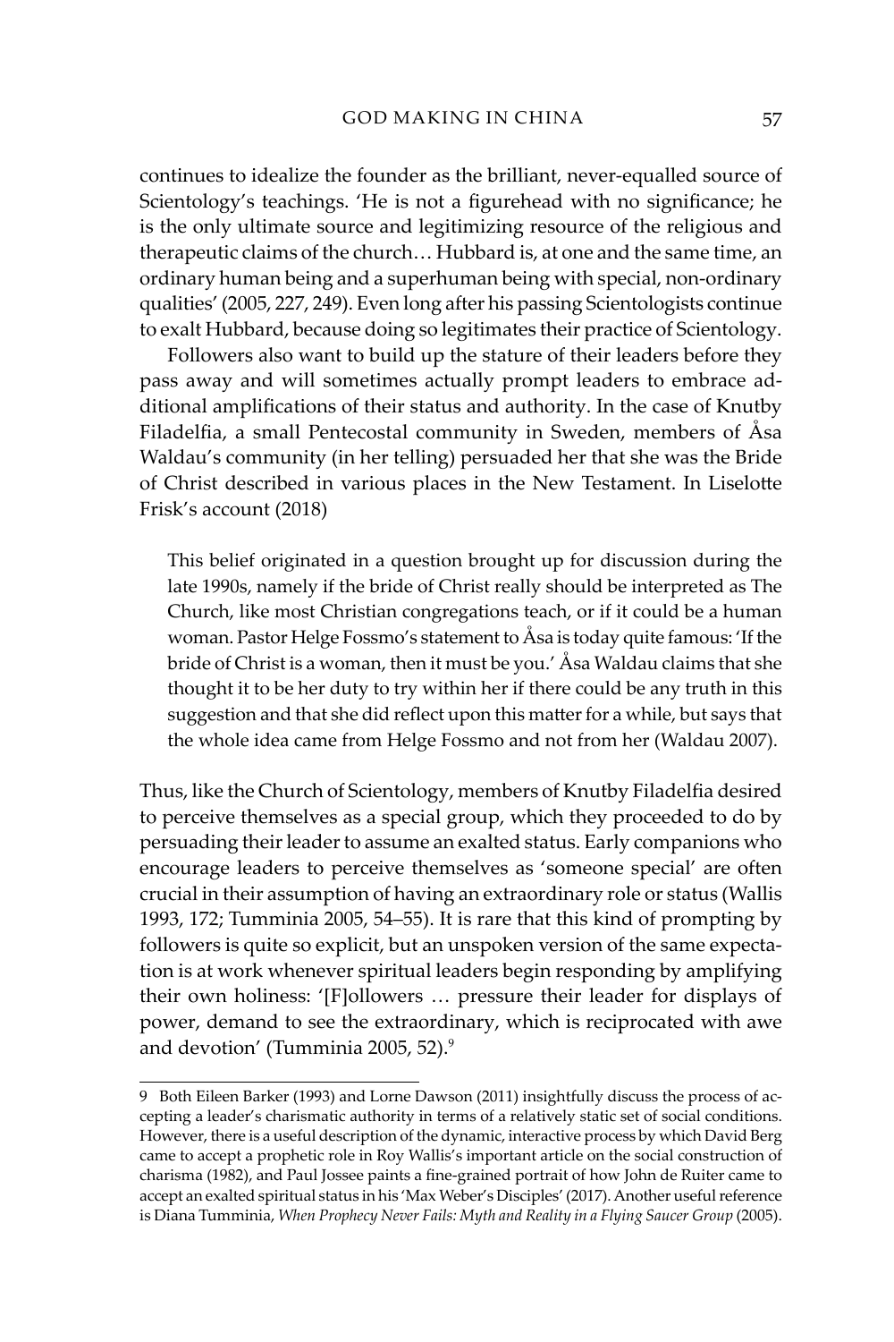continues to idealize the founder as the brilliant, never-equalled source of Scientology's teachings. 'He is not a figurehead with no significance; he is the only ultimate source and legitimizing resource of the religious and therapeutic claims of the church… Hubbard is, at one and the same time, an ordinary human being and a superhuman being with special, non-ordinary qualities' (2005, 227, 249). Even long after his passing Scientologists continue to exalt Hubbard, because doing so legitimates their practice of Scientology.

Followers also want to build up the stature of their leaders before they pass away and will sometimes actually prompt leaders to embrace additional amplifications of their status and authority. In the case of Knutby Filadelfia, a small Pentecostal community in Sweden, members of Åsa Waldau's community (in her telling) persuaded her that she was the Bride of Christ described in various places in the New Testament. In Liselotte Frisk's account (2018)

> This belief originated in a question brought up for discussion during the late 1990s, namely if the bride of Christ really should be interpreted as The Church, like most Christian congregations teach, or if it could be a human woman. Pastor Helge Fossmo's statement to Åsa is today quite famous: 'If the bride of Christ is a woman, then it must be you.' Åsa Waldau claims that she thought it to be her duty to try within her if there could be any truth in this suggestion and that she did reflect upon this matter for a while, but says that the whole idea came from Helge Fossmo and not from her (Waldau 2007).

Thus, like the Church of Scientology, members of Knutby Filadelfia desired to perceive themselves as a special group, which they proceeded to do by persuading their leader to assume an exalted status. Early companions who encourage leaders to perceive themselves as 'someone special' are often crucial in their assumption of having an extraordinary role or status (Wallis 1993, 172; Tumminia 2005, 54–55). It is rare that this kind of prompting by followers is quite so explicit, but an unspoken version of the same expectation is at work whenever spiritual leaders begin responding by amplifying their own holiness: '[F]ollowers … pressure their leader for displays of power, demand to see the extraordinary, which is reciprocated with awe and devotion' (Tumminia 2005, 52).[9]

---

9 Both Eileen Barker (1993) and Lorne Dawson (2011) insightfully discuss the process of accepting a leader's charismatic authority in terms of a relatively static set of social conditions. However, there is a useful description of the dynamic, interactive process by which David Berg came to accept a prophetic role in Roy Wallis's important article on the social construction of charisma (1982), and Paul Jossee paints a fine-grained portrait of how John de Ruiter came to accept an exalted spiritual status in his 'Max Weber's Disciples' (2017). Another useful reference is Diana Tumminia, *When Prophecy Never Fails: Myth and Reality in a Flying Saucer Group* (2005).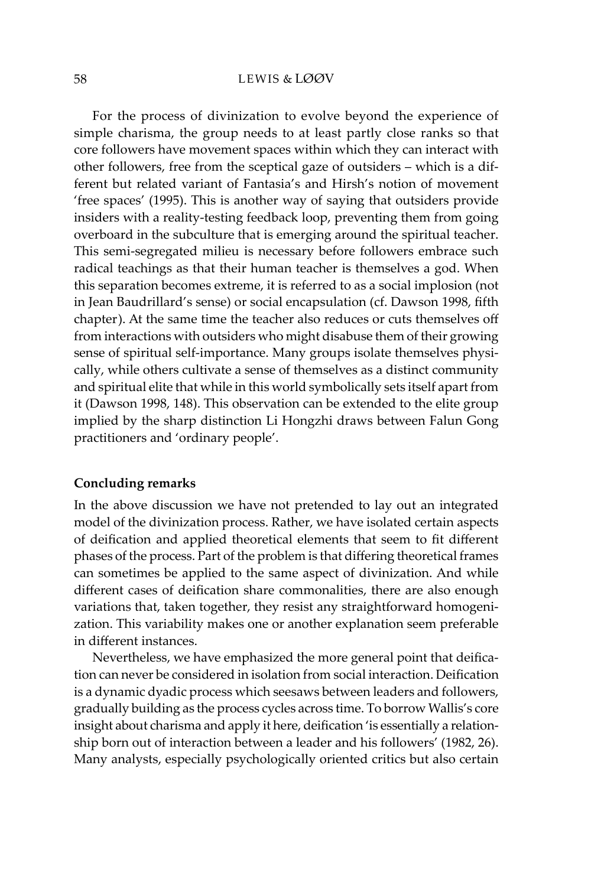For the process of divinization to evolve beyond the experience of simple charisma, the group needs to at least partly close ranks so that core followers have movement spaces within which they can interact with other followers, free from the sceptical gaze of outsiders – which is a different but related variant of Fantasia's and Hirsh's notion of movement 'free spaces' (1995). This is another way of saying that outsiders provide insiders with a reality-testing feedback loop, preventing them from going overboard in the subculture that is emerging around the spiritual teacher. This semi-segregated milieu is necessary before followers embrace such radical teachings as that their human teacher is themselves a god. When this separation becomes extreme, it is referred to as a social implosion (not in Jean Baudrillard's sense) or social encapsulation (cf. Dawson 1998, fifth chapter). At the same time the teacher also reduces or cuts themselves off from interactions with outsiders who might disabuse them of their growing sense of spiritual self-importance. Many groups isolate themselves physically, while others cultivate a sense of themselves as a distinct community and spiritual elite that while in this world symbolically sets itself apart from it (Dawson 1998, 148). This observation can be extended to the elite group implied by the sharp distinction Li Hongzhi draws between Falun Gong practitioners and 'ordinary people'.

## Concluding remarks

In the above discussion we have not pretended to lay out an integrated model of the divinization process. Rather, we have isolated certain aspects of deification and applied theoretical elements that seem to fit different phases of the process. Part of the problem is that differing theoretical frames can sometimes be applied to the same aspect of divinization. And while different cases of deification share commonalities, there are also enough variations that, taken together, they resist any straightforward homogenization. This variability makes one or another explanation seem preferable in different instances.

Nevertheless, we have emphasized the more general point that deification can never be considered in isolation from social interaction. Deification is a dynamic dyadic process which seesaws between leaders and followers, gradually building as the process cycles across time. To borrow Wallis's core insight about charisma and apply it here, deification 'is essentially a relationship born out of interaction between a leader and his followers' (1982, 26). Many analysts, especially psychologically oriented critics but also certain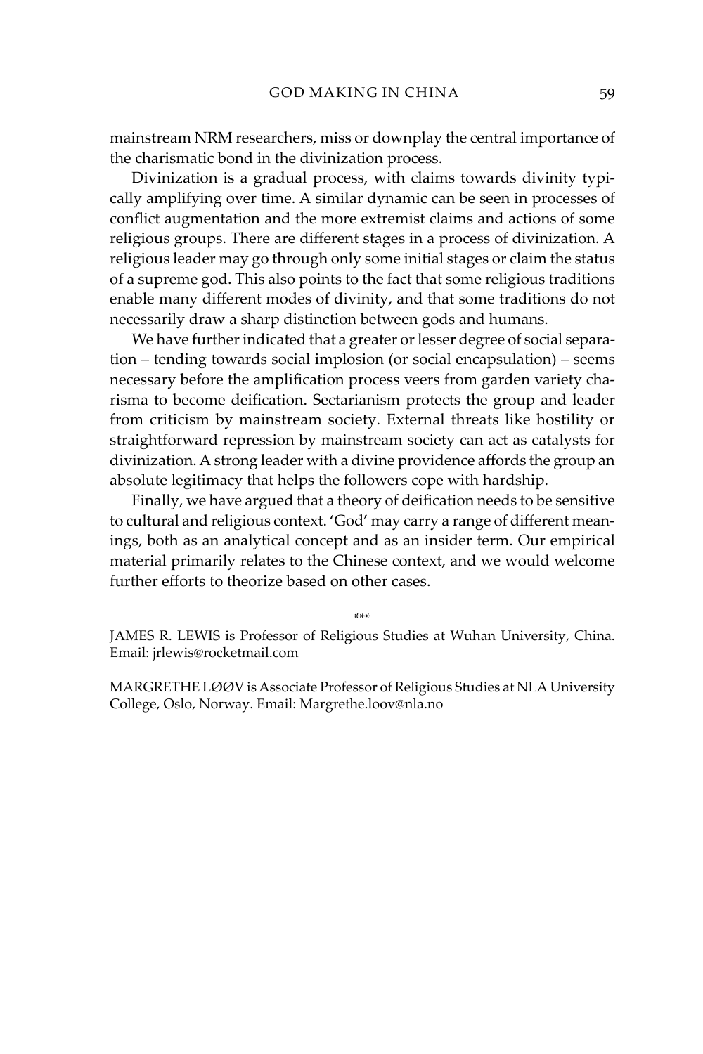mainstream NRM researchers, miss or downplay the central importance of the charismatic bond in the divinization process.

Divinization is a gradual process, with claims towards divinity typically amplifying over time. A similar dynamic can be seen in processes of conflict augmentation and the more extremist claims and actions of some religious groups. There are different stages in a process of divinization. A religious leader may go through only some initial stages or claim the status of a supreme god. This also points to the fact that some religious traditions enable many different modes of divinity, and that some traditions do not necessarily draw a sharp distinction between gods and humans.

We have further indicated that a greater or lesser degree of social separation – tending towards social implosion (or social encapsulation) – seems necessary before the amplification process veers from garden variety charisma to become deification. Sectarianism protects the group and leader from criticism by mainstream society. External threats like hostility or straightforward repression by mainstream society can act as catalysts for divinization. A strong leader with a divine providence affords the group an absolute legitimacy that helps the followers cope with hardship.

Finally, we have argued that a theory of deification needs to be sensitive to cultural and religious context. 'God' may carry a range of different meanings, both as an analytical concept and as an insider term. Our empirical material primarily relates to the Chinese context, and we would welcome further efforts to theorize based on other cases.

\*\*\*

JAMES R. LEWIS is Professor of Religious Studies at Wuhan University, China. Email: jrlewis@rocketmail.com

MARGRETHE LØØV is Associate Professor of Religious Studies at NLA University College, Oslo, Norway. Email: Margrethe.loov@nla.no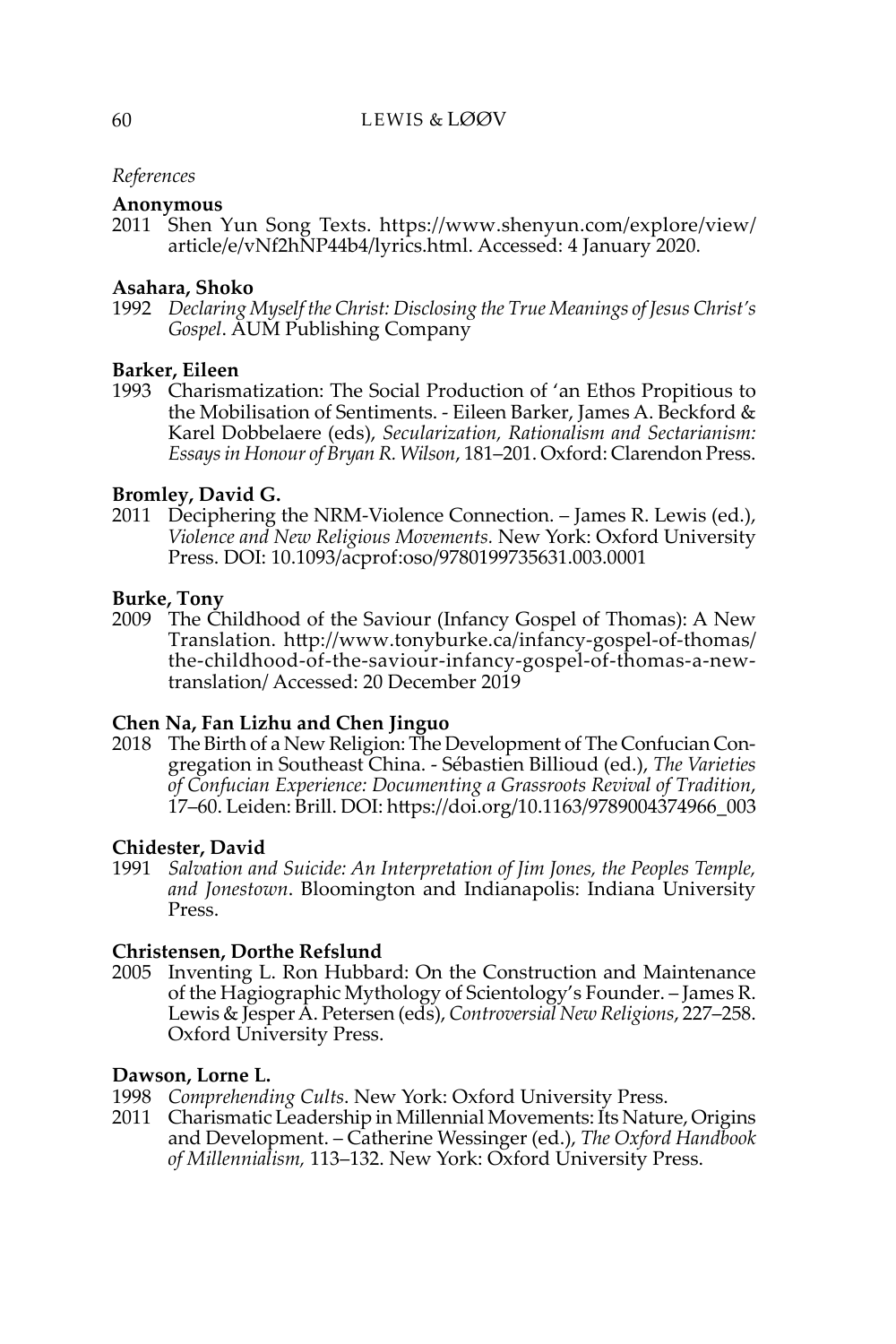*References*

**Anonymous**

2011 Shen Yun Song Texts. https://www.shenyun.com/explore/view/article/e/vNf2hNP44b4/lyrics.html. Accessed: 4 January 2020.

**Asahara, Shoko**

1992 *Declaring Myself the Christ: Disclosing the True Meanings of Jesus Christ's Gospel*. AUM Publishing Company

**Barker, Eileen**

1993 Charismatization: The Social Production of 'an Ethos Propitious to the Mobilisation of Sentiments. - Eileen Barker, James A. Beckford & Karel Dobbelaere (eds), *Secularization, Rationalism and Sectarianism: Essays in Honour of Bryan R. Wilson*, 181–201. Oxford: Clarendon Press.

**Bromley, David G.**

2011 Deciphering the NRM-Violence Connection. – James R. Lewis (ed.), *Violence and New Religious Movements.* New York: Oxford University Press. DOI: 10.1093/acprof:oso/9780199735631.003.0001

**Burke, Tony**

2009 The Childhood of the Saviour (Infancy Gospel of Thomas): A New Translation. http://www.tonyburke.ca/infancy-gospel-of-thomas/the-childhood-of-the-saviour-infancy-gospel-of-thomas-a-new-translation/ Accessed: 20 December 2019

**Chen Na, Fan Lizhu and Chen Jinguo**

2018 The Birth of a New Religion: The Development of The Confucian Congregation in Southeast China. - Sébastien Billioud (ed.), *The Varieties of Confucian Experience: Documenting a Grassroots Revival of Tradition*, 17–60. Leiden: Brill. DOI: https://doi.org/10.1163/9789004374966_003

**Chidester, David**

1991 *Salvation and Suicide: An Interpretation of Jim Jones, the Peoples Temple, and Jonestown*. Bloomington and Indianapolis: Indiana University Press.

**Christensen, Dorthe Refslund**

2005 Inventing L. Ron Hubbard: On the Construction and Maintenance of the Hagiographic Mythology of Scientology's Founder. – James R. Lewis & Jesper A. Petersen (eds), *Controversial New Religions*, 227–258. Oxford University Press.

**Dawson, Lorne L.**

1998 *Comprehending Cults*. New York: Oxford University Press.

2011 Charismatic Leadership in Millennial Movements: Its Nature, Origins and Development. – Catherine Wessinger (ed.), *The Oxford Handbook of Millennialism,* 113–132. New York: Oxford University Press.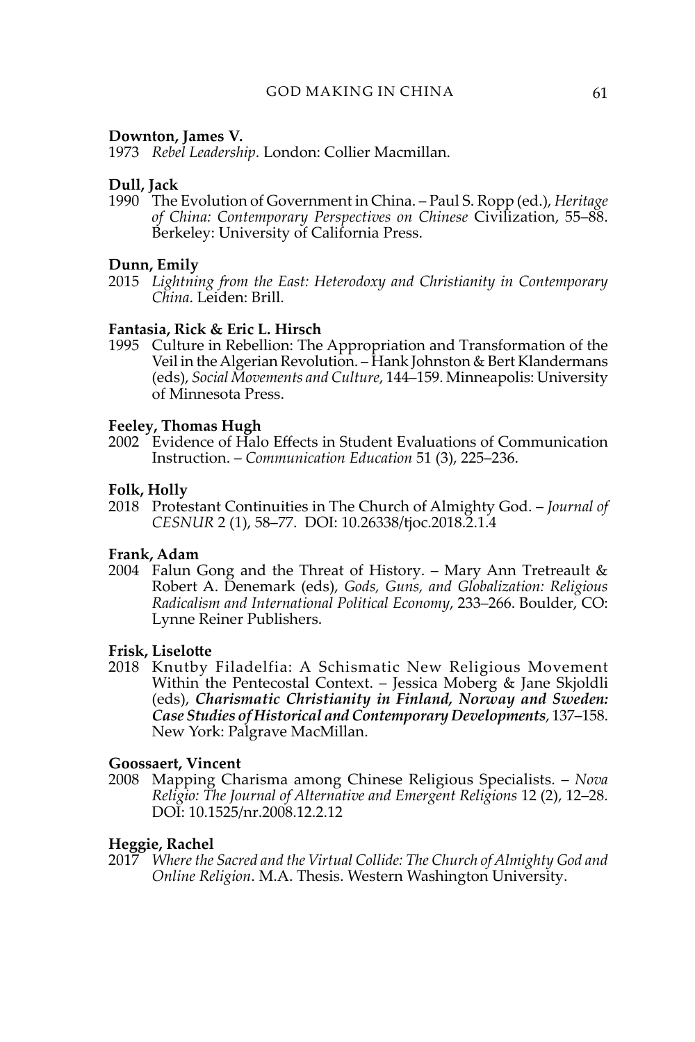**Downton, James V.**
1973 *Rebel Leadership*. London: Collier Macmillan.

**Dull, Jack**
1990 The Evolution of Government in China. – Paul S. Ropp (ed.), *Heritage of China: Contemporary Perspectives on Chinese* Civilization, 55–88. Berkeley: University of California Press.

**Dunn, Emily**
2015 *Lightning from the East: Heterodoxy and Christianity in Contemporary China*. Leiden: Brill.

**Fantasia, Rick & Eric L. Hirsch**
1995 Culture in Rebellion: The Appropriation and Transformation of the Veil in the Algerian Revolution. – Hank Johnston & Bert Klandermans (eds), *Social Movements and Culture*, 144–159. Minneapolis: University of Minnesota Press.

**Feeley, Thomas Hugh**
2002 Evidence of Halo Effects in Student Evaluations of Communication Instruction. – *Communication Education* 51 (3), 225–236.

**Folk, Holly**
2018 Protestant Continuities in The Church of Almighty God. – *Journal of CESNUR* 2 (1), 58–77. DOI: 10.26338/tjoc.2018.2.1.4

**Frank, Adam**
2004 Falun Gong and the Threat of History. – Mary Ann Tretreault & Robert A. Denemark (eds), *Gods, Guns, and Globalization: Religious Radicalism and International Political Economy*, 233–266. Boulder, CO: Lynne Reiner Publishers.

**Frisk, Liselotte**
2018 Knutby Filadelfia: A Schismatic New Religious Movement Within the Pentecostal Context. – Jessica Moberg & Jane Skjoldli (eds), ***Charismatic Christianity in Finland, Norway and Sweden: Case Studies of Historical and Contemporary Developments***, 137–158. New York: Palgrave MacMillan.

**Goossaert, Vincent**
2008 Mapping Charisma among Chinese Religious Specialists. – *Nova Religio: The Journal of Alternative and Emergent Religions* 12 (2), 12–28. DOI: 10.1525/nr.2008.12.2.12

**Heggie, Rachel**
2017 *Where the Sacred and the Virtual Collide: The Church of Almighty God and Online Religion*. M.A. Thesis. Western Washington University.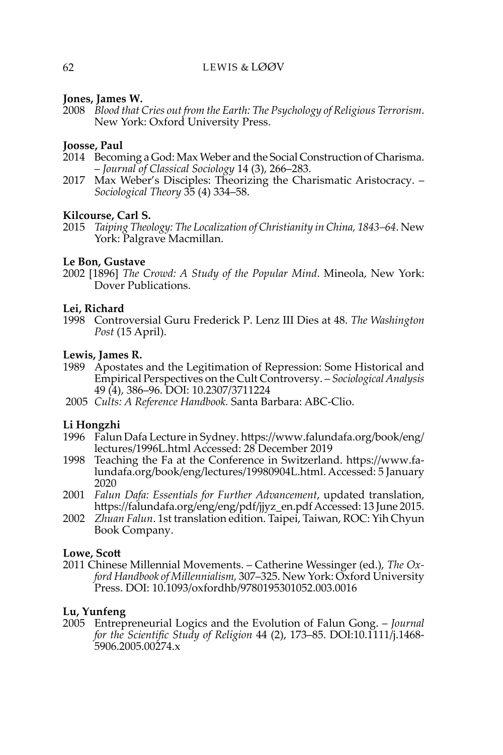**Jones, James W.**

2008 *Blood that Cries out from the Earth: The Psychology of Religious Terrorism*. New York: Oxford University Press.

**Joosse, Paul**

2014 Becoming a God: Max Weber and the Social Construction of Charisma. – *Journal of Classical Sociology* 14 (3), 266–283.

2017 Max Weber's Disciples: Theorizing the Charismatic Aristocracy. – *Sociological Theory* 35 (4) 334–58.

**Kilcourse, Carl S.**

2015 *Taiping Theology: The Localization of Christianity in China, 1843–64*. New York: Palgrave Macmillan.

**Le Bon, Gustave**

2002 [1896] *The Crowd: A Study of the Popular Mind*. Mineola, New York: Dover Publications.

**Lei, Richard**

1998 Controversial Guru Frederick P. Lenz III Dies at 48. *The Washington Post* (15 April).

**Lewis, James R.**

1989 Apostates and the Legitimation of Repression: Some Historical and Empirical Perspectives on the Cult Controversy. – *Sociological Analysis* 49 (4), 386–96. DOI: 10.2307/3711224

2005 *Cults: A Reference Handbook*. Santa Barbara: ABC-Clio.

**Li Hongzhi**

1996 Falun Dafa Lecture in Sydney. https://www.falundafa.org/book/eng/lectures/1996L.html Accessed: 28 December 2019

1998 Teaching the Fa at the Conference in Switzerland. https://www.falundafa.org/book/eng/lectures/19980904L.html. Accessed: 5 January 2020

2001 *Falun Dafa: Essentials for Further Advancement*, updated translation, https://falundafa.org/eng/eng/pdf/jjyz_en.pdf Accessed: 13 June 2015.

2002 *Zhuan Falun*. 1st translation edition. Taipei, Taiwan, ROC: Yih Chyun Book Company.

**Lowe, Scott**

2011 Chinese Millennial Movements. – Catherine Wessinger (ed.), *The Oxford Handbook of Millennialism*, 307–325. New York: Oxford University Press. DOI: 10.1093/oxfordhb/9780195301052.003.0016

**Lu, Yunfeng**

2005 Entrepreneurial Logics and the Evolution of Falun Gong. – *Journal for the Scientific Study of Religion* 44 (2), 173–85. DOI:10.1111/j.1468-5906.2005.00274.x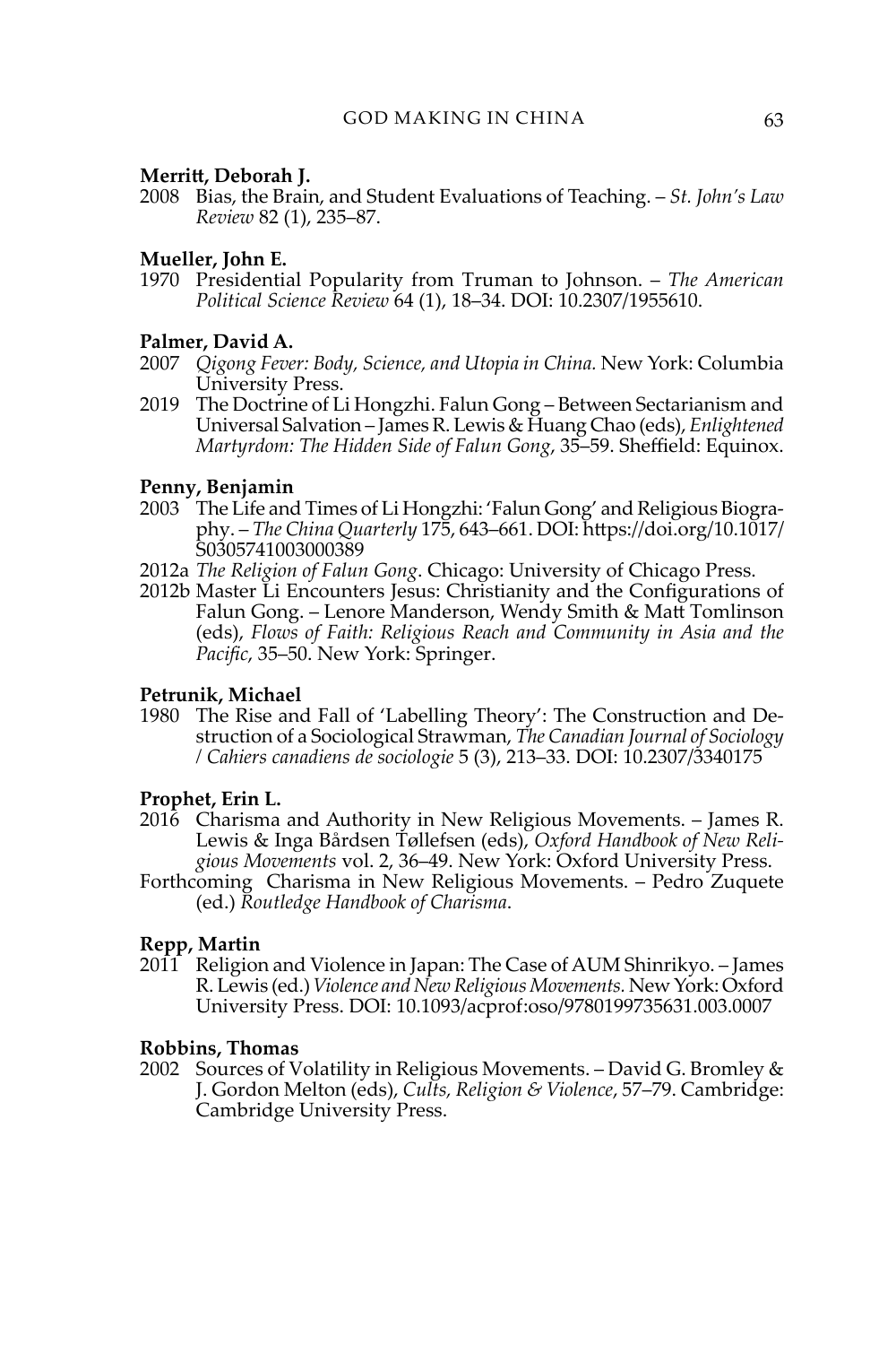**Merritt, Deborah J.**

2008 Bias, the Brain, and Student Evaluations of Teaching. – *St. John's Law Review* 82 (1), 235–87.

**Mueller, John E.**

1970 Presidential Popularity from Truman to Johnson. – *The American Political Science Review* 64 (1), 18–34. DOI: 10.2307/1955610.

**Palmer, David A.**

2007 *Qigong Fever: Body, Science, and Utopia in China.* New York: Columbia University Press.

2019 The Doctrine of Li Hongzhi. Falun Gong – Between Sectarianism and Universal Salvation – James R. Lewis & Huang Chao (eds), *Enlightened Martyrdom: The Hidden Side of Falun Gong*, 35–59. Sheffield: Equinox.

**Penny, Benjamin**

2003 The Life and Times of Li Hongzhi: 'Falun Gong' and Religious Biography. – *The China Quarterly* 175, 643–661. DOI: https://doi.org/10.1017/S0305741003000389

2012a *The Religion of Falun Gong*. Chicago: University of Chicago Press.

2012b Master Li Encounters Jesus: Christianity and the Configurations of Falun Gong. – Lenore Manderson, Wendy Smith & Matt Tomlinson (eds), *Flows of Faith: Religious Reach and Community in Asia and the Pacific*, 35–50. New York: Springer.

**Petrunik, Michael**

1980 The Rise and Fall of 'Labelling Theory': The Construction and Destruction of a Sociological Strawman, *The Canadian Journal of Sociology / Cahiers canadiens de sociologie* 5 (3), 213–33. DOI: 10.2307/3340175

**Prophet, Erin L.**

2016 Charisma and Authority in New Religious Movements. – James R. Lewis & Inga Bårdsen Tøllefsen (eds), *Oxford Handbook of New Religious Movements* vol. 2, 36–49. New York: Oxford University Press.

Forthcoming Charisma in New Religious Movements. – Pedro Zuquete (ed.) *Routledge Handbook of Charisma*.

**Repp, Martin**

2011 Religion and Violence in Japan: The Case of AUM Shinrikyo. – James R. Lewis (ed.) *Violence and New Religious Movements.* New York: Oxford University Press. DOI: 10.1093/acprof:oso/9780199735631.003.0007

**Robbins, Thomas**

2002 Sources of Volatility in Religious Movements. – David G. Bromley & J. Gordon Melton (eds), *Cults, Religion & Violence*, 57–79. Cambridge: Cambridge University Press.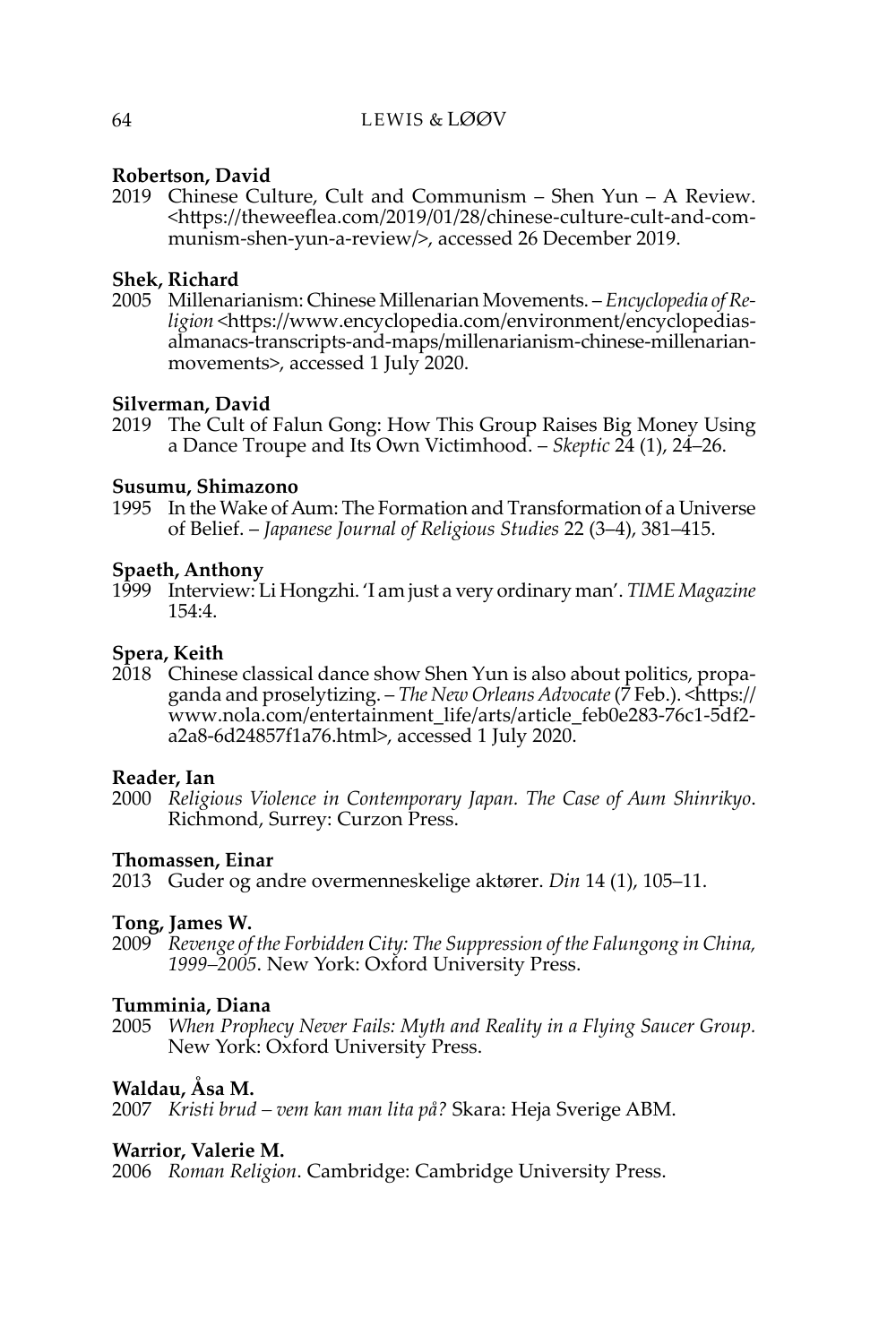**Robertson, David**
2019 Chinese Culture, Cult and Communism – Shen Yun – A Review. <https://theweeflea.com/2019/01/28/chinese-culture-cult-and-communism-shen-yun-a-review/>, accessed 26 December 2019.

**Shek, Richard**
2005 Millenarianism: Chinese Millenarian Movements. – *Encyclopedia of Religion* <https://www.encyclopedia.com/environment/encyclopedias-almanacs-transcripts-and-maps/millenarianism-chinese-millenarian-movements>, accessed 1 July 2020.

**Silverman, David**
2019 The Cult of Falun Gong: How This Group Raises Big Money Using a Dance Troupe and Its Own Victimhood. – *Skeptic* 24 (1), 24–26.

**Susumu, Shimazono**
1995 In the Wake of Aum: The Formation and Transformation of a Universe of Belief. – *Japanese Journal of Religious Studies* 22 (3–4), 381–415.

**Spaeth, Anthony**
1999 Interview: Li Hongzhi. 'I am just a very ordinary man'. *TIME Magazine* 154:4.

**Spera, Keith**
2018 Chinese classical dance show Shen Yun is also about politics, propaganda and proselytizing. – *The New Orleans Advocate* (7 Feb.). <https://www.nola.com/entertainment_life/arts/article_feb0e283-76c1-5df2-a2a8-6d24857f1a76.html>, accessed 1 July 2020.

**Reader, Ian**
2000 *Religious Violence in Contemporary Japan. The Case of Aum Shinrikyo*. Richmond, Surrey: Curzon Press.

**Thomassen, Einar**
2013 Guder og andre overmenneskelige aktører. *Din* 14 (1), 105–11.

**Tong, James W.**
2009 *Revenge of the Forbidden City: The Suppression of the Falungong in China, 1999–2005*. New York: Oxford University Press.

**Tumminia, Diana**
2005 *When Prophecy Never Fails: Myth and Reality in a Flying Saucer Group*. New York: Oxford University Press.

**Waldau, Åsa M.**
2007 *Kristi brud – vem kan man lita på?* Skara: Heja Sverige ABM.

**Warrior, Valerie M.**
2006 *Roman Religion*. Cambridge: Cambridge University Press.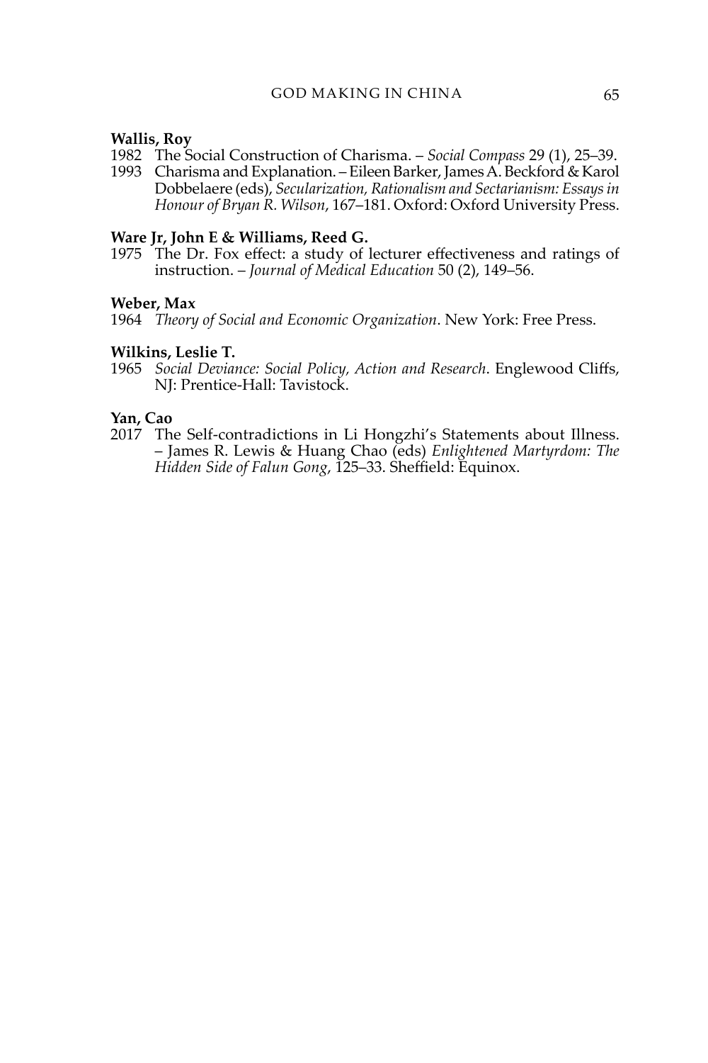**Wallis, Roy**

1982 The Social Construction of Charisma. – *Social Compass* 29 (1), 25–39.

1993 Charisma and Explanation. – Eileen Barker, James A. Beckford & Karol Dobbelaere (eds), *Secularization, Rationalism and Sectarianism: Essays in Honour of Bryan R. Wilson*, 167–181. Oxford: Oxford University Press.

**Ware Jr, John E & Williams, Reed G.**

1975 The Dr. Fox effect: a study of lecturer effectiveness and ratings of instruction. – *Journal of Medical Education* 50 (2), 149–56.

**Weber, Max**

1964 *Theory of Social and Economic Organization*. New York: Free Press.

**Wilkins, Leslie T.**

1965 *Social Deviance: Social Policy, Action and Research*. Englewood Cliffs, NJ: Prentice-Hall: Tavistock.

**Yan, Cao**

2017 The Self-contradictions in Li Hongzhi's Statements about Illness. – James R. Lewis & Huang Chao (eds) *Enlightened Martyrdom: The Hidden Side of Falun Gong*, 125–33. Sheffield: Equinox.